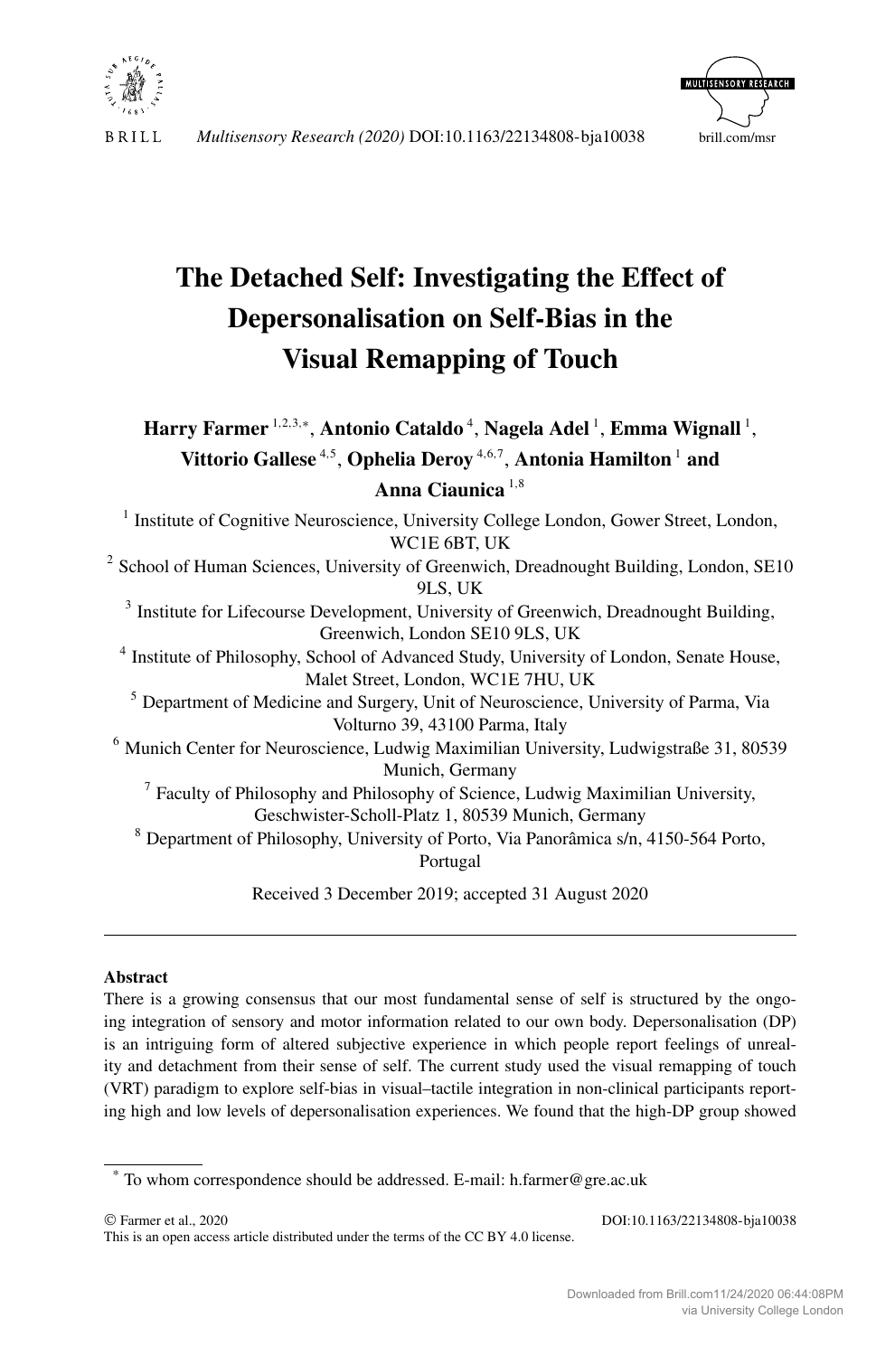# The Detached Self: Investigating the Effect of Depersonalisation on Self-Bias in the Visual Remapping of Touch

**Harry Farmer** [1,2,3,*], **Antonio Cataldo** [4], **Nagela Adel** [1], **Emma Wignall** [1], **Vittorio Gallese** [4,5], **Ophelia Deroy** [4,6,7], **Antonia Hamilton** [1] **and Anna Ciaunica** [1,8]

[1] Institute of Cognitive Neuroscience, University College London, Gower Street, London, WC1E 6BT, UK

[2] School of Human Sciences, University of Greenwich, Dreadnought Building, London, SE10 9LS, UK

[3] Institute for Lifecourse Development, University of Greenwich, Dreadnought Building, Greenwich, London SE10 9LS, UK

[4] Institute of Philosophy, School of Advanced Study, University of London, Senate House, Malet Street, London, WC1E 7HU, UK

[5] Department of Medicine and Surgery, Unit of Neuroscience, University of Parma, Via Volturno 39, 43100 Parma, Italy

[6] Munich Center for Neuroscience, Ludwig Maximilian University, Ludwigstraße 31, 80539 Munich, Germany

[7] Faculty of Philosophy and Philosophy of Science, Ludwig Maximilian University, Geschwister-Scholl-Platz 1, 80539 Munich, Germany

[8] Department of Philosophy, University of Porto, Via Panorâmica s/n, 4150-564 Porto, Portugal

Received 3 December 2019; accepted 31 August 2020

---

#### Abstract

There is a growing consensus that our most fundamental sense of self is structured by the ongoing integration of sensory and motor information related to our own body. Depersonalisation (DP) is an intriguing form of altered subjective experience in which people report feelings of unreality and detachment from their sense of self. The current study used the visual remapping of touch (VRT) paradigm to explore self-bias in visual–tactile integration in non-clinical participants reporting high and low levels of depersonalisation experiences. We found that the high-DP group showed

---

[*] To whom correspondence should be addressed. E-mail: h.farmer@gre.ac.uk

© Farmer et al., 2020
This is an open access article distributed under the terms of the CC BY 4.0 license.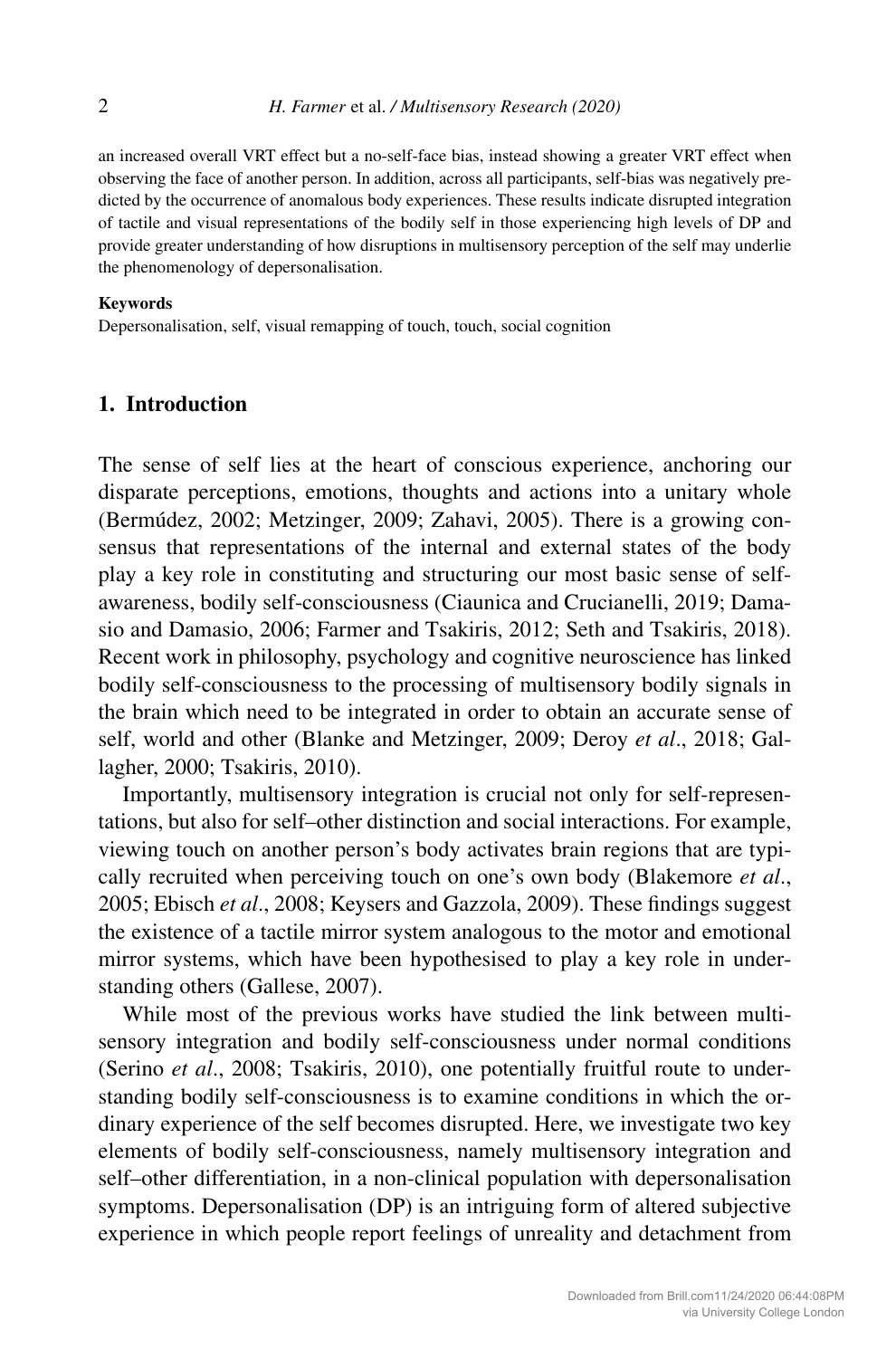an increased overall VRT effect but a no-self-face bias, instead showing a greater VRT effect when observing the face of another person. In addition, across all participants, self-bias was negatively predicted by the occurrence of anomalous body experiences. These results indicate disrupted integration of tactile and visual representations of the bodily self in those experiencing high levels of DP and provide greater understanding of how disruptions in multisensory perception of the self may underlie the phenomenology of depersonalisation.

**Keywords**

Depersonalisation, self, visual remapping of touch, touch, social cognition

## 1. Introduction

The sense of self lies at the heart of conscious experience, anchoring our disparate perceptions, emotions, thoughts and actions into a unitary whole (Bermúdez, 2002; Metzinger, 2009; Zahavi, 2005). There is a growing consensus that representations of the internal and external states of the body play a key role in constituting and structuring our most basic sense of self-awareness, bodily self-consciousness (Ciaunica and Crucianelli, 2019; Damasio and Damasio, 2006; Farmer and Tsakiris, 2012; Seth and Tsakiris, 2018). Recent work in philosophy, psychology and cognitive neuroscience has linked bodily self-consciousness to the processing of multisensory bodily signals in the brain which need to be integrated in order to obtain an accurate sense of self, world and other (Blanke and Metzinger, 2009; Deroy *et al*., 2018; Gallagher, 2000; Tsakiris, 2010).

Importantly, multisensory integration is crucial not only for self-representations, but also for self–other distinction and social interactions. For example, viewing touch on another person's body activates brain regions that are typically recruited when perceiving touch on one's own body (Blakemore *et al*., 2005; Ebisch *et al*., 2008; Keysers and Gazzola, 2009). These findings suggest the existence of a tactile mirror system analogous to the motor and emotional mirror systems, which have been hypothesised to play a key role in understanding others (Gallese, 2007).

While most of the previous works have studied the link between multisensory integration and bodily self-consciousness under normal conditions (Serino *et al*., 2008; Tsakiris, 2010), one potentially fruitful route to understanding bodily self-consciousness is to examine conditions in which the ordinary experience of the self becomes disrupted. Here, we investigate two key elements of bodily self-consciousness, namely multisensory integration and self–other differentiation, in a non-clinical population with depersonalisation symptoms. Depersonalisation (DP) is an intriguing form of altered subjective experience in which people report feelings of unreality and detachment from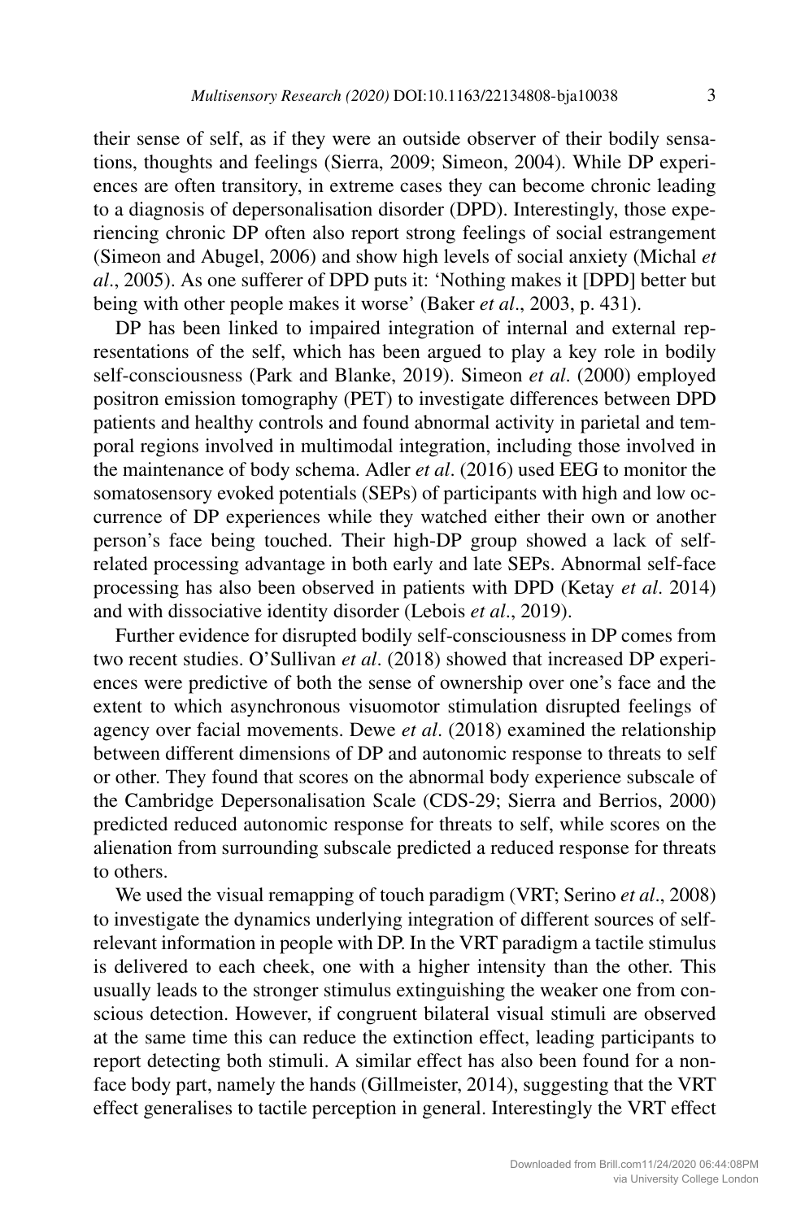their sense of self, as if they were an outside observer of their bodily sensations, thoughts and feelings (Sierra, 2009; Simeon, 2004). While DP experiences are often transitory, in extreme cases they can become chronic leading to a diagnosis of depersonalisation disorder (DPD). Interestingly, those experiencing chronic DP often also report strong feelings of social estrangement (Simeon and Abugel, 2006) and show high levels of social anxiety (Michal *et al*., 2005). As one sufferer of DPD puts it: 'Nothing makes it [DPD] better but being with other people makes it worse' (Baker *et al*., 2003, p. 431).

DP has been linked to impaired integration of internal and external representations of the self, which has been argued to play a key role in bodily self-consciousness (Park and Blanke, 2019). Simeon *et al*. (2000) employed positron emission tomography (PET) to investigate differences between DPD patients and healthy controls and found abnormal activity in parietal and temporal regions involved in multimodal integration, including those involved in the maintenance of body schema. Adler *et al*. (2016) used EEG to monitor the somatosensory evoked potentials (SEPs) of participants with high and low occurrence of DP experiences while they watched either their own or another person's face being touched. Their high-DP group showed a lack of self-related processing advantage in both early and late SEPs. Abnormal self-face processing has also been observed in patients with DPD (Ketay *et al*. 2014) and with dissociative identity disorder (Lebois *et al*., 2019).

Further evidence for disrupted bodily self-consciousness in DP comes from two recent studies. O'Sullivan *et al*. (2018) showed that increased DP experiences were predictive of both the sense of ownership over one's face and the extent to which asynchronous visuomotor stimulation disrupted feelings of agency over facial movements. Dewe *et al*. (2018) examined the relationship between different dimensions of DP and autonomic response to threats to self or other. They found that scores on the abnormal body experience subscale of the Cambridge Depersonalisation Scale (CDS-29; Sierra and Berrios, 2000) predicted reduced autonomic response for threats to self, while scores on the alienation from surrounding subscale predicted a reduced response for threats to others.

We used the visual remapping of touch paradigm (VRT; Serino *et al*., 2008) to investigate the dynamics underlying integration of different sources of self-relevant information in people with DP. In the VRT paradigm a tactile stimulus is delivered to each cheek, one with a higher intensity than the other. This usually leads to the stronger stimulus extinguishing the weaker one from conscious detection. However, if congruent bilateral visual stimuli are observed at the same time this can reduce the extinction effect, leading participants to report detecting both stimuli. A similar effect has also been found for a non-face body part, namely the hands (Gillmeister, 2014), suggesting that the VRT effect generalises to tactile perception in general. Interestingly the VRT effect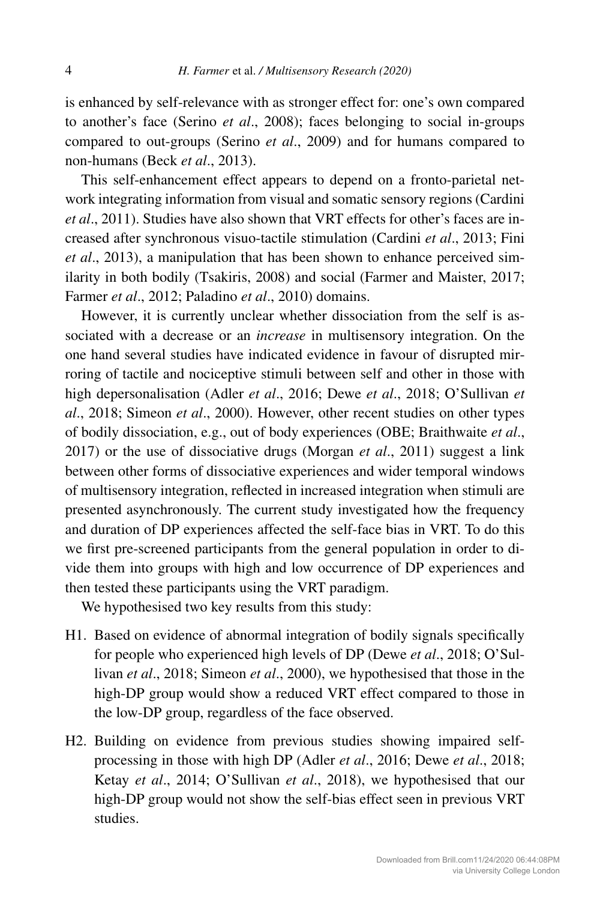is enhanced by self-relevance with as stronger effect for: one's own compared to another's face (Serino *et al*., 2008); faces belonging to social in-groups compared to out-groups (Serino *et al*., 2009) and for humans compared to non-humans (Beck *et al*., 2013).

This self-enhancement effect appears to depend on a fronto-parietal network integrating information from visual and somatic sensory regions (Cardini *et al*., 2011). Studies have also shown that VRT effects for other's faces are increased after synchronous visuo-tactile stimulation (Cardini *et al*., 2013; Fini *et al*., 2013), a manipulation that has been shown to enhance perceived similarity in both bodily (Tsakiris, 2008) and social (Farmer and Maister, 2017; Farmer *et al*., 2012; Paladino *et al*., 2010) domains.

However, it is currently unclear whether dissociation from the self is associated with a decrease or an *increase* in multisensory integration. On the one hand several studies have indicated evidence in favour of disrupted mirroring of tactile and nociceptive stimuli between self and other in those with high depersonalisation (Adler *et al*., 2016; Dewe *et al*., 2018; O'Sullivan *et al*., 2018; Simeon *et al*., 2000). However, other recent studies on other types of bodily dissociation, e.g., out of body experiences (OBE; Braithwaite *et al*., 2017) or the use of dissociative drugs (Morgan *et al*., 2011) suggest a link between other forms of dissociative experiences and wider temporal windows of multisensory integration, reflected in increased integration when stimuli are presented asynchronously. The current study investigated how the frequency and duration of DP experiences affected the self-face bias in VRT. To do this we first pre-screened participants from the general population in order to divide them into groups with high and low occurrence of DP experiences and then tested these participants using the VRT paradigm.

We hypothesised two key results from this study:

- H1. Based on evidence of abnormal integration of bodily signals specifically for people who experienced high levels of DP (Dewe *et al*., 2018; O'Sullivan *et al*., 2018; Simeon *et al*., 2000), we hypothesised that those in the high-DP group would show a reduced VRT effect compared to those in the low-DP group, regardless of the face observed.
- H2. Building on evidence from previous studies showing impaired self-processing in those with high DP (Adler *et al*., 2016; Dewe *et al*., 2018; Ketay *et al*., 2014; O'Sullivan *et al*., 2018), we hypothesised that our high-DP group would not show the self-bias effect seen in previous VRT studies.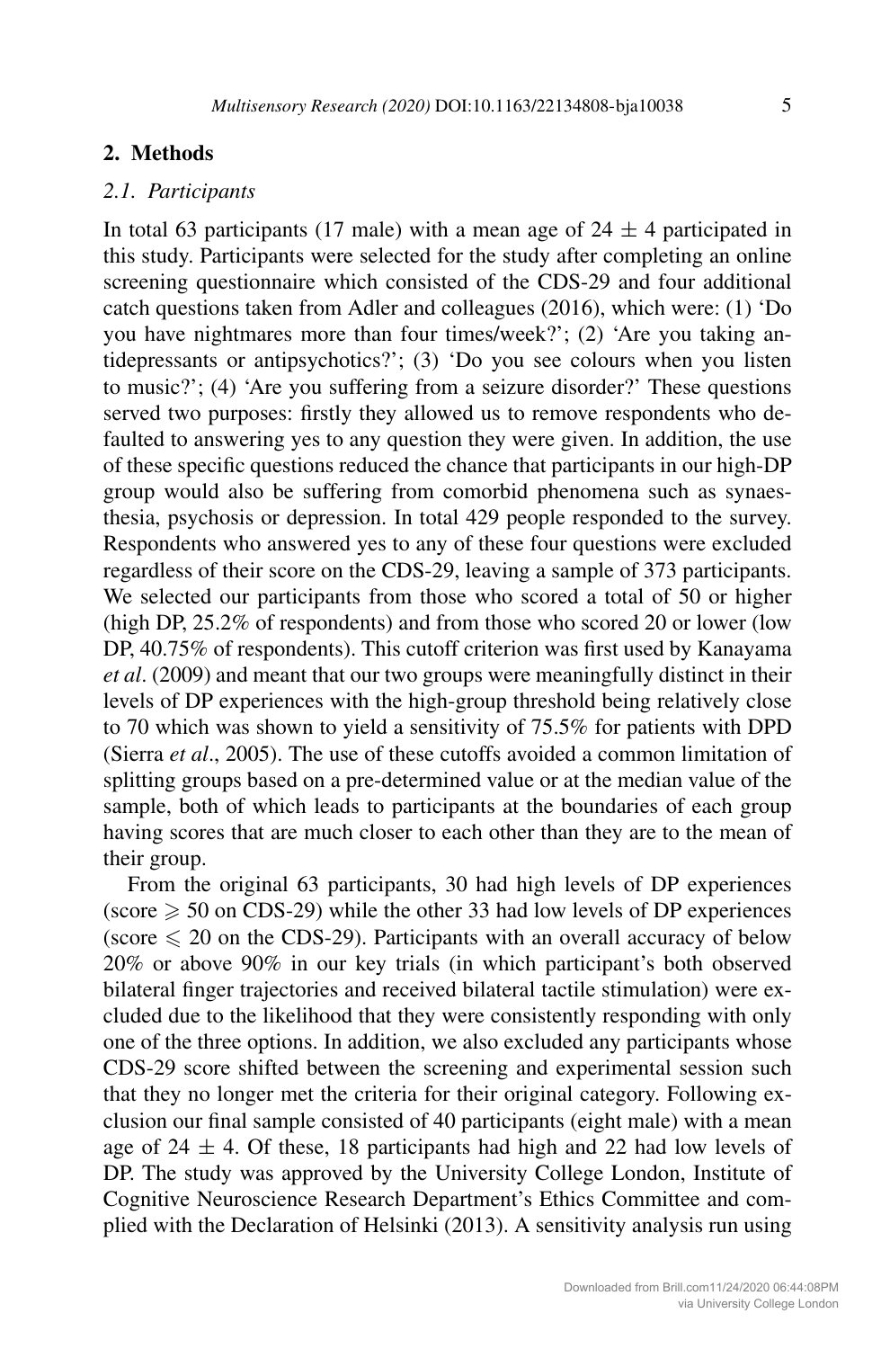## 2. Methods

### 2.1. Participants

In total 63 participants (17 male) with a mean age of $24 \pm 4$ participated in this study. Participants were selected for the study after completing an online screening questionnaire which consisted of the CDS-29 and four additional catch questions taken from Adler and colleagues (2016), which were: (1) 'Do you have nightmares more than four times/week?'; (2) 'Are you taking antidepressants or antipsychotics?'; (3) 'Do you see colours when you listen to music?'; (4) 'Are you suffering from a seizure disorder?' These questions served two purposes: firstly they allowed us to remove respondents who defaulted to answering yes to any question they were given. In addition, the use of these specific questions reduced the chance that participants in our high-DP group would also be suffering from comorbid phenomena such as synaesthesia, psychosis or depression. In total 429 people responded to the survey. Respondents who answered yes to any of these four questions were excluded regardless of their score on the CDS-29, leaving a sample of 373 participants. We selected our participants from those who scored a total of 50 or higher (high DP, 25.2% of respondents) and from those who scored 20 or lower (low DP, 40.75% of respondents). This cutoff criterion was first used by Kanayama *et al*. (2009) and meant that our two groups were meaningfully distinct in their levels of DP experiences with the high-group threshold being relatively close to 70 which was shown to yield a sensitivity of 75.5% for patients with DPD (Sierra *et al*., 2005). The use of these cutoffs avoided a common limitation of splitting groups based on a pre-determined value or at the median value of the sample, both of which leads to participants at the boundaries of each group having scores that are much closer to each other than they are to the mean of their group.

From the original 63 participants, 30 had high levels of DP experiences (score $\geqslant 50$ on CDS-29) while the other 33 had low levels of DP experiences (score $\leqslant 20$ on the CDS-29). Participants with an overall accuracy of below 20% or above 90% in our key trials (in which participant's both observed bilateral finger trajectories and received bilateral tactile stimulation) were excluded due to the likelihood that they were consistently responding with only one of the three options. In addition, we also excluded any participants whose CDS-29 score shifted between the screening and experimental session such that they no longer met the criteria for their original category. Following exclusion our final sample consisted of 40 participants (eight male) with a mean age of $24 \pm 4$. Of these, 18 participants had high and 22 had low levels of DP. The study was approved by the University College London, Institute of Cognitive Neuroscience Research Department's Ethics Committee and complied with the Declaration of Helsinki (2013). A sensitivity analysis run using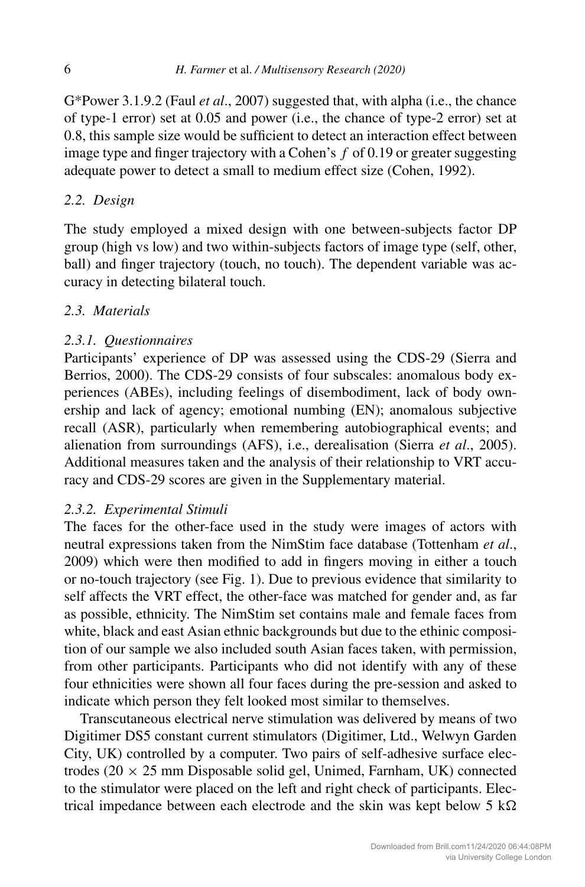G*Power 3.1.9.2 (Faul *et al*., 2007) suggested that, with alpha (i.e., the chance of type-1 error) set at 0.05 and power (i.e., the chance of type-2 error) set at 0.8, this sample size would be sufficient to detect an interaction effect between image type and finger trajectory with a Cohen's $f$ of 0.19 or greater suggesting adequate power to detect a small to medium effect size (Cohen, 1992).

### *2.2. Design*

The study employed a mixed design with one between-subjects factor DP group (high vs low) and two within-subjects factors of image type (self, other, ball) and finger trajectory (touch, no touch). The dependent variable was accuracy in detecting bilateral touch.

### *2.3. Materials*

#### *2.3.1. Questionnaires*

Participants' experience of DP was assessed using the CDS-29 (Sierra and Berrios, 2000). The CDS-29 consists of four subscales: anomalous body experiences (ABEs), including feelings of disembodiment, lack of body ownership and lack of agency; emotional numbing (EN); anomalous subjective recall (ASR), particularly when remembering autobiographical events; and alienation from surroundings (AFS), i.e., derealisation (Sierra *et al*., 2005). Additional measures taken and the analysis of their relationship to VRT accuracy and CDS-29 scores are given in the Supplementary material.

#### *2.3.2. Experimental Stimuli*

The faces for the other-face used in the study were images of actors with neutral expressions taken from the NimStim face database (Tottenham *et al*., 2009) which were then modified to add in fingers moving in either a touch or no-touch trajectory (see Fig. 1). Due to previous evidence that similarity to self affects the VRT effect, the other-face was matched for gender and, as far as possible, ethnicity. The NimStim set contains male and female faces from white, black and east Asian ethnic backgrounds but due to the ethinic composition of our sample we also included south Asian faces taken, with permission, from other participants. Participants who did not identify with any of these four ethnicities were shown all four faces during the pre-session and asked to indicate which person they felt looked most similar to themselves.

Transcutaneous electrical nerve stimulation was delivered by means of two Digitimer DS5 constant current stimulators (Digitimer, Ltd., Welwyn Garden City, UK) controlled by a computer. Two pairs of self-adhesive surface electrodes ($20 \times 25$ mm Disposable solid gel, Unimed, Farnham, UK) connected to the stimulator were placed on the left and right check of participants. Electrical impedance between each electrode and the skin was kept below 5 k$\Omega$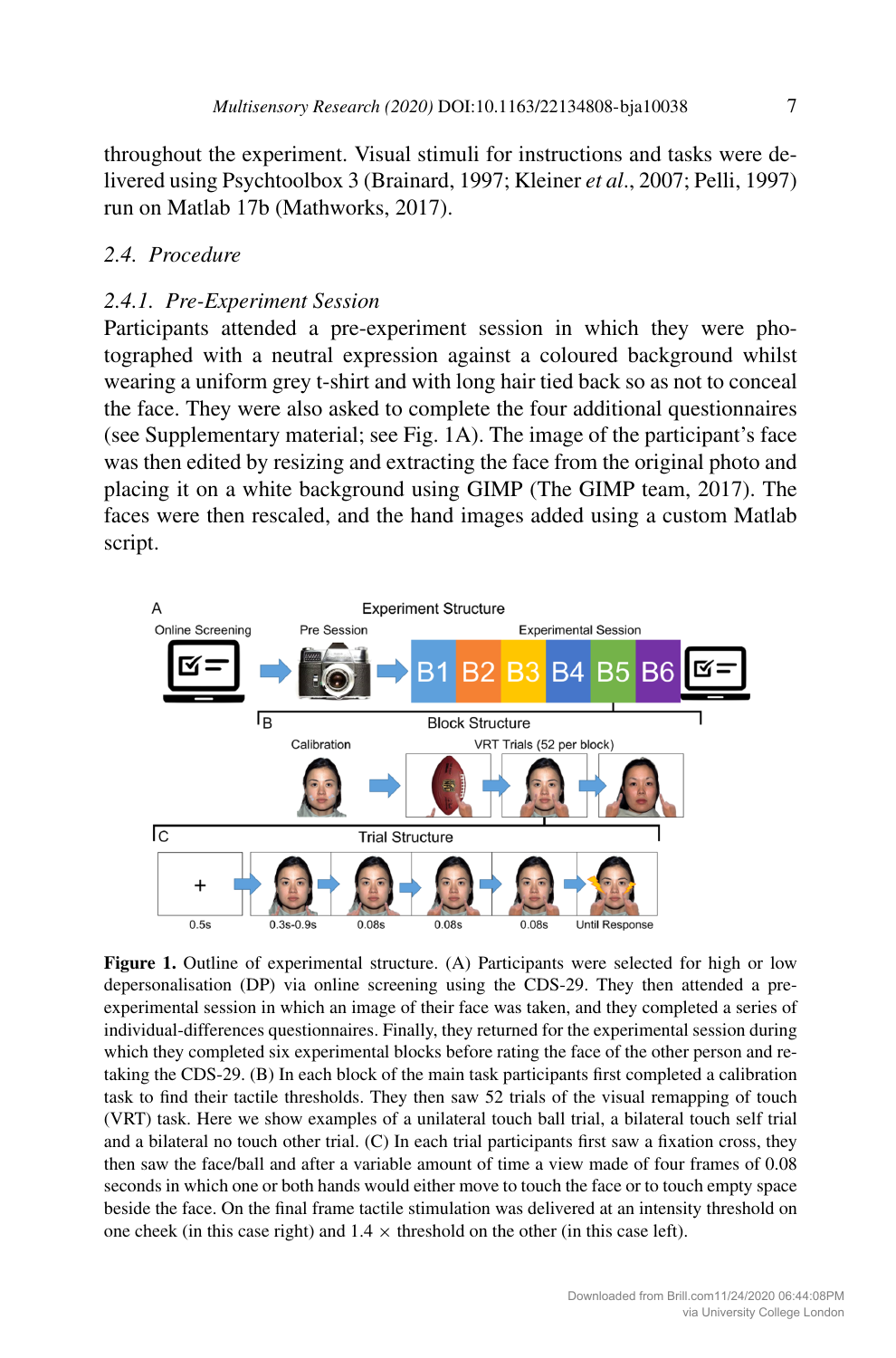throughout the experiment. Visual stimuli for instructions and tasks were delivered using Psychtoolbox 3 (Brainard, 1997; Kleiner *et al.*, 2007; Pelli, 1997) run on Matlab 17b (Mathworks, 2017).

## 2.4. Procedure

### 2.4.1. Pre-Experiment Session

Participants attended a pre-experiment session in which they were photographed with a neutral expression against a coloured background whilst wearing a uniform grey t-shirt and with long hair tied back so as not to conceal the face. They were also asked to complete the four additional questionnaires (see Supplementary material; see Fig. 1A). The image of the participant's face was then edited by resizing and extracting the face from the original photo and placing it on a white background using GIMP (The GIMP team, 2017). The faces were then rescaled, and the hand images added using a custom Matlab script.

**Figure 1.** Outline of experimental structure. (A) Participants were selected for high or low depersonalisation (DP) via online screening using the CDS-29. They then attended a pre-experimental session in which an image of their face was taken, and they completed a series of individual-differences questionnaires. Finally, they returned for the experimental session during which they completed six experimental blocks before rating the face of the other person and re-taking the CDS-29. (B) In each block of the main task participants first completed a calibration task to find their tactile thresholds. They then saw 52 trials of the visual remapping of touch (VRT) task. Here we show examples of a unilateral touch ball trial, a bilateral touch self trial and a bilateral no touch other trial. (C) In each trial participants first saw a fixation cross, they then saw the face/ball and after a variable amount of time a view made of four frames of 0.08 seconds in which one or both hands would either move to touch the face or to touch empty space beside the face. On the final frame tactile stimulation was delivered at an intensity threshold on one cheek (in this case right) and 1.4 × threshold on the other (in this case left).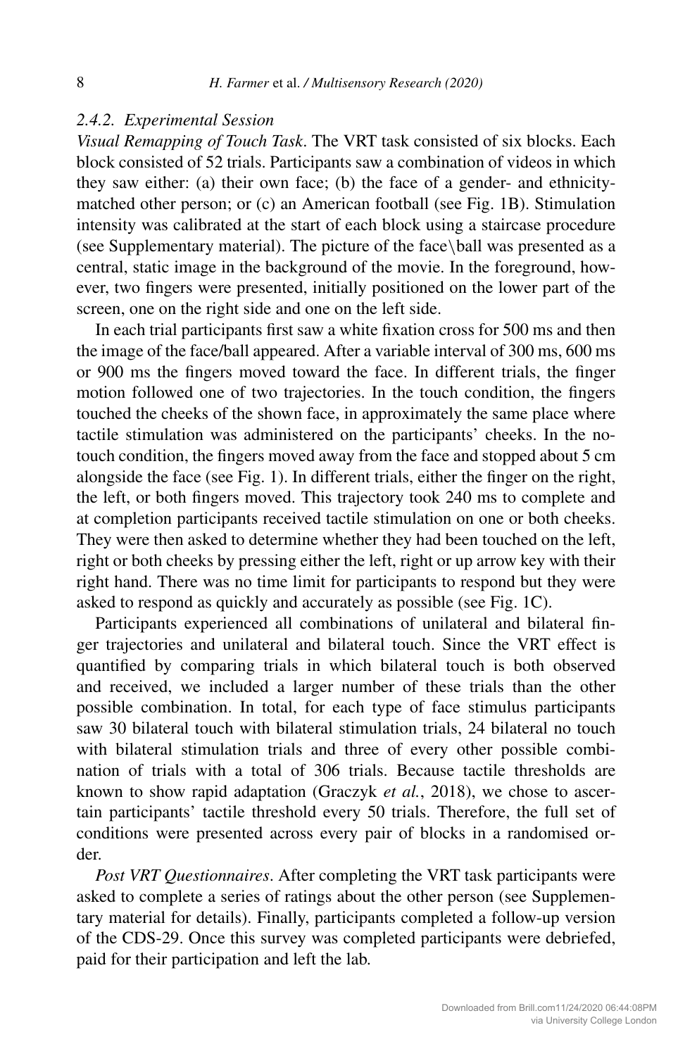### 2.4.2. Experimental Session

*Visual Remapping of Touch Task*. The VRT task consisted of six blocks. Each block consisted of 52 trials. Participants saw a combination of videos in which they saw either: (a) their own face; (b) the face of a gender- and ethnicity-matched other person; or (c) an American football (see Fig. 1B). Stimulation intensity was calibrated at the start of each block using a staircase procedure (see Supplementary material). The picture of the face\ball was presented as a central, static image in the background of the movie. In the foreground, however, two fingers were presented, initially positioned on the lower part of the screen, one on the right side and one on the left side.

In each trial participants first saw a white fixation cross for 500 ms and then the image of the face/ball appeared. After a variable interval of 300 ms, 600 ms or 900 ms the fingers moved toward the face. In different trials, the finger motion followed one of two trajectories. In the touch condition, the fingers touched the cheeks of the shown face, in approximately the same place where tactile stimulation was administered on the participants' cheeks. In the no-touch condition, the fingers moved away from the face and stopped about 5 cm alongside the face (see Fig. 1). In different trials, either the finger on the right, the left, or both fingers moved. This trajectory took 240 ms to complete and at completion participants received tactile stimulation on one or both cheeks. They were then asked to determine whether they had been touched on the left, right or both cheeks by pressing either the left, right or up arrow key with their right hand. There was no time limit for participants to respond but they were asked to respond as quickly and accurately as possible (see Fig. 1C).

Participants experienced all combinations of unilateral and bilateral finger trajectories and unilateral and bilateral touch. Since the VRT effect is quantified by comparing trials in which bilateral touch is both observed and received, we included a larger number of these trials than the other possible combination. In total, for each type of face stimulus participants saw 30 bilateral touch with bilateral stimulation trials, 24 bilateral no touch with bilateral stimulation trials and three of every other possible combination of trials with a total of 306 trials. Because tactile thresholds are known to show rapid adaptation (Graczyk *et al.*, 2018), we chose to ascertain participants' tactile threshold every 50 trials. Therefore, the full set of conditions were presented across every pair of blocks in a randomised order.

*Post VRT Questionnaires*. After completing the VRT task participants were asked to complete a series of ratings about the other person (see Supplementary material for details). Finally, participants completed a follow-up version of the CDS-29. Once this survey was completed participants were debriefed, paid for their participation and left the lab.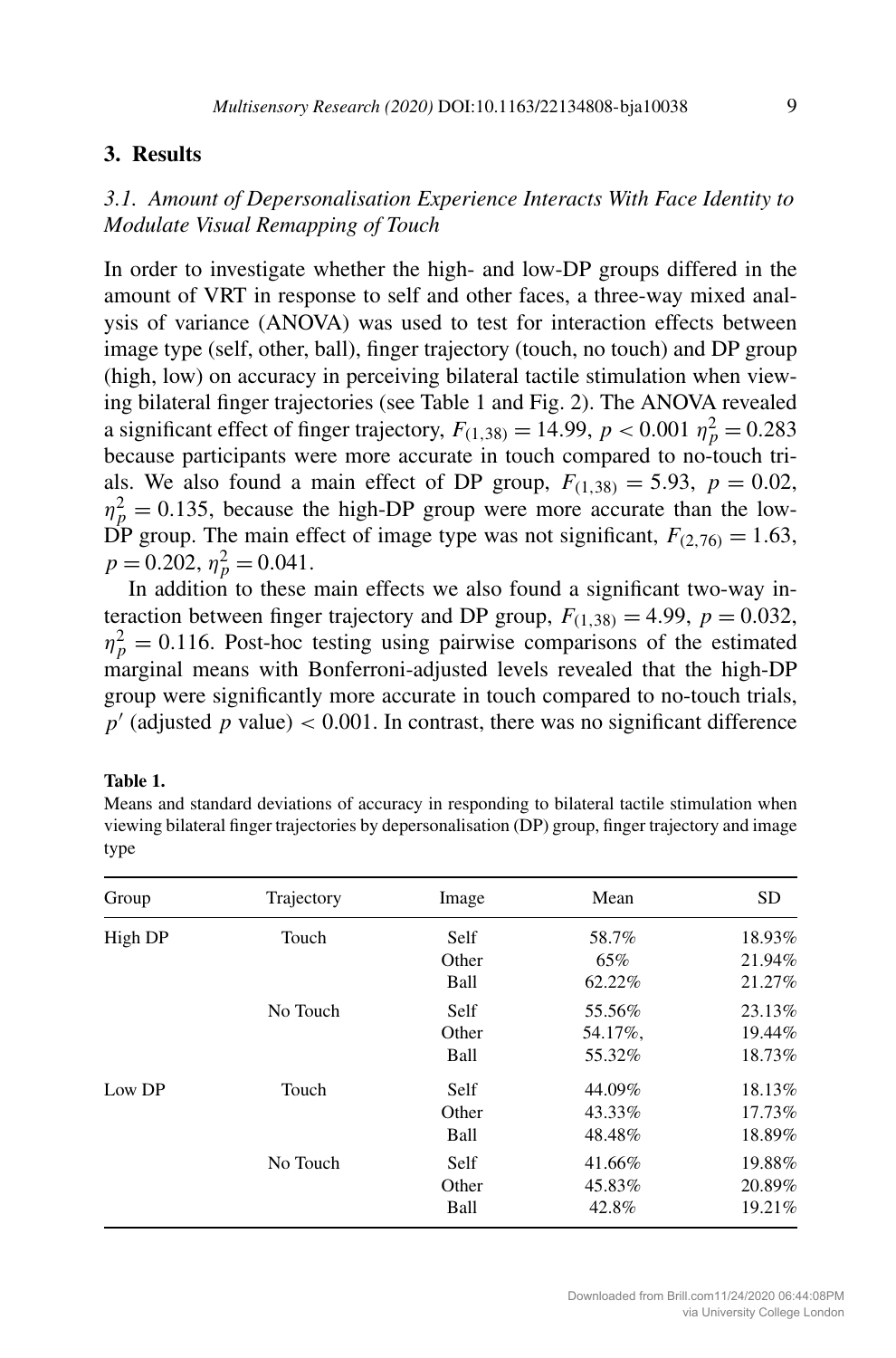## 3. Results

### *3.1. Amount of Depersonalisation Experience Interacts With Face Identity to Modulate Visual Remapping of Touch*

In order to investigate whether the high- and low-DP groups differed in the amount of VRT in response to self and other faces, a three-way mixed analysis of variance (ANOVA) was used to test for interaction effects between image type (self, other, ball), finger trajectory (touch, no touch) and DP group (high, low) on accuracy in perceiving bilateral tactile stimulation when viewing bilateral finger trajectories (see Table 1 and Fig. 2). The ANOVA revealed a significant effect of finger trajectory, $F_{(1,38)} = 14.99$, $p < 0.001$ $\eta_p^2 = 0.283$ because participants were more accurate in touch compared to no-touch trials. We also found a main effect of DP group, $F_{(1,38)} = 5.93$, $p = 0.02$, $\eta_p^2 = 0.135$, because the high-DP group were more accurate than the low-DP group. The main effect of image type was not significant, $F_{(2,76)} = 1.63$, $p = 0.202$, $\eta_p^2 = 0.041$.

In addition to these main effects we also found a significant two-way interaction between finger trajectory and DP group, $F_{(1,38)} = 4.99$, $p = 0.032$, $\eta_p^2 = 0.116$. Post-hoc testing using pairwise comparisons of the estimated marginal means with Bonferroni-adjusted levels revealed that the high-DP group were significantly more accurate in touch compared to no-touch trials, $p'$ (adjusted $p$ value) $< 0.001$. In contrast, there was no significant difference

**Table 1.**
Means and standard deviations of accuracy in responding to bilateral tactile stimulation when viewing bilateral finger trajectories by depersonalisation (DP) group, finger trajectory and image type

| Group | Trajectory | Image | Mean | SD |
|---|---|---|---|---|
| High DP | Touch | Self | 58.7% | 18.93% |
| | | Other | 65% | 21.94% |
| | | Ball | 62.22% | 21.27% |
| | No Touch | Self | 55.56% | 23.13% |
| | | Other | 54.17%, | 19.44% |
| | | Ball | 55.32% | 18.73% |
| Low DP | Touch | Self | 44.09% | 18.13% |
| | | Other | 43.33% | 17.73% |
| | | Ball | 48.48% | 18.89% |
| | No Touch | Self | 41.66% | 19.88% |
| | | Other | 45.83% | 20.89% |
| | | Ball | 42.8% | 19.21% |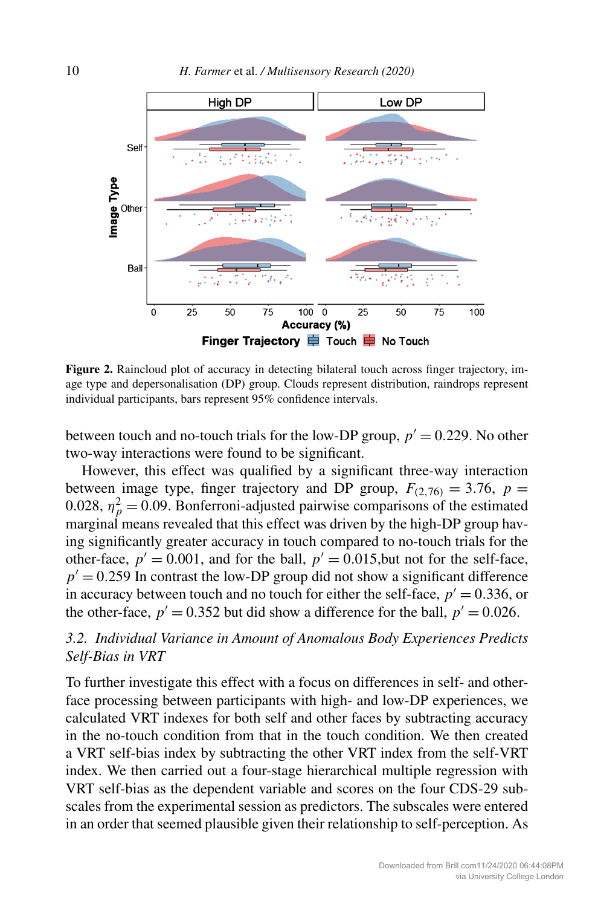**Figure 2.** Raincloud plot of accuracy in detecting bilateral touch across finger trajectory, image type and depersonalisation (DP) group. Clouds represent distribution, raindrops represent individual participants, bars represent 95% confidence intervals.

between touch and no-touch trials for the low-DP group, $p' = 0.229$. No other two-way interactions were found to be significant.

However, this effect was qualified by a significant three-way interaction between image type, finger trajectory and DP group, $F_{(2,76)} = 3.76$, $p = 0.028$, $\eta_p^2 = 0.09$. Bonferroni-adjusted pairwise comparisons of the estimated marginal means revealed that this effect was driven by the high-DP group having significantly greater accuracy in touch compared to no-touch trials for the other-face, $p' = 0.001$, and for the ball, $p' = 0.015$,but not for the self-face, $p' = 0.259$ In contrast the low-DP group did not show a significant difference in accuracy between touch and no touch for either the self-face, $p' = 0.336$, or the other-face, $p' = 0.352$ but did show a difference for the ball, $p' = 0.026$.

### *3.2. Individual Variance in Amount of Anomalous Body Experiences Predicts Self-Bias in VRT*

To further investigate this effect with a focus on differences in self- and other-face processing between participants with high- and low-DP experiences, we calculated VRT indexes for both self and other faces by subtracting accuracy in the no-touch condition from that in the touch condition. We then created a VRT self-bias index by subtracting the other VRT index from the self-VRT index. We then carried out a four-stage hierarchical multiple regression with VRT self-bias as the dependent variable and scores on the four CDS-29 subscales from the experimental session as predictors. The subscales were entered in an order that seemed plausible given their relationship to self-perception. As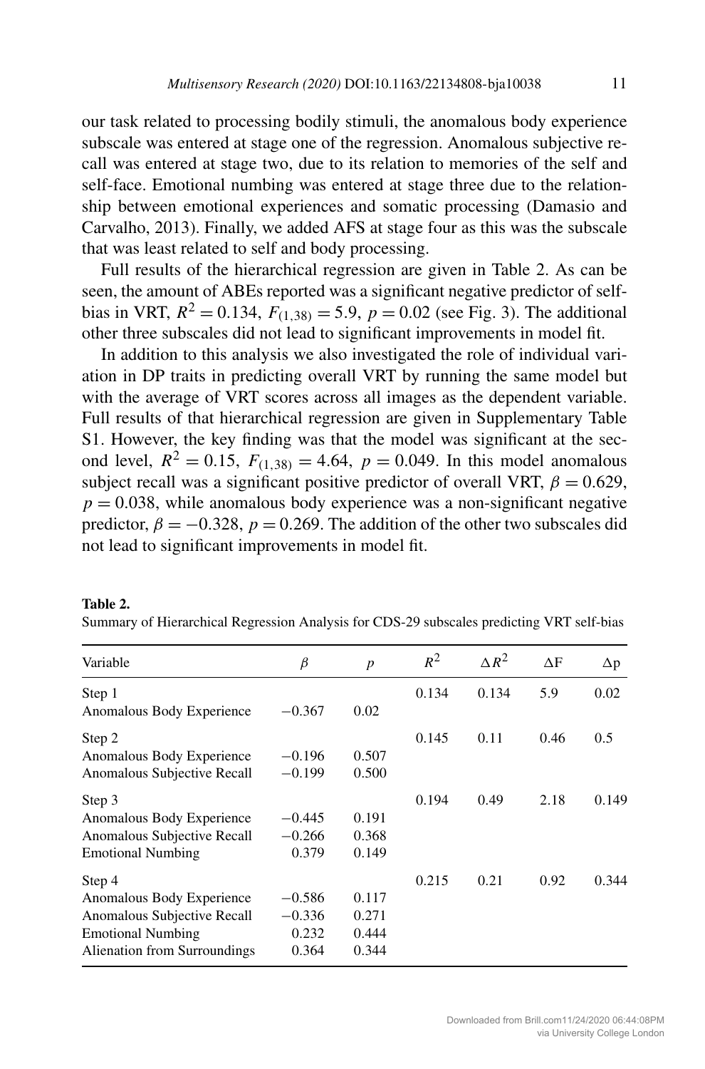our task related to processing bodily stimuli, the anomalous body experience subscale was entered at stage one of the regression. Anomalous subjective recall was entered at stage two, due to its relation to memories of the self and self-face. Emotional numbing was entered at stage three due to the relationship between emotional experiences and somatic processing (Damasio and Carvalho, 2013). Finally, we added AFS at stage four as this was the subscale that was least related to self and body processing.

Full results of the hierarchical regression are given in Table 2. As can be seen, the amount of ABEs reported was a significant negative predictor of self-bias in VRT, $R^2 = 0.134$, $F_{(1,38)} = 5.9$, $p = 0.02$ (see Fig. 3). The additional other three subscales did not lead to significant improvements in model fit.

In addition to this analysis we also investigated the role of individual variation in DP traits in predicting overall VRT by running the same model but with the average of VRT scores across all images as the dependent variable. Full results of that hierarchical regression are given in Supplementary Table S1. However, the key finding was that the model was significant at the second level, $R^2 = 0.15$, $F_{(1,38)} = 4.64$, $p = 0.049$. In this model anomalous subject recall was a significant positive predictor of overall VRT, $\beta = 0.629$, $p = 0.038$, while anomalous body experience was a non-significant negative predictor, $\beta = -0.328$, $p = 0.269$. The addition of the other two subscales did not lead to significant improvements in model fit.

**Table 2.**
Summary of Hierarchical Regression Analysis for CDS-29 subscales predicting VRT self-bias

| Variable | $\beta$ | $p$ | $R^2$ | $\Delta R^2$ | ΔF | Δp |
|---|---|---|---|---|---|---|
| Step 1 | | | 0.134 | 0.134 | 5.9 | 0.02 |
| Anomalous Body Experience | −0.367 | 0.02 | | | | |
| Step 2 | | | 0.145 | 0.11 | 0.46 | 0.5 |
| Anomalous Body Experience | −0.196 | 0.507 | | | | |
| Anomalous Subjective Recall | −0.199 | 0.500 | | | | |
| Step 3 | | | 0.194 | 0.49 | 2.18 | 0.149 |
| Anomalous Body Experience | −0.445 | 0.191 | | | | |
| Anomalous Subjective Recall | −0.266 | 0.368 | | | | |
| Emotional Numbing | 0.379 | 0.149 | | | | |
| Step 4 | | | 0.215 | 0.21 | 0.92 | 0.344 |
| Anomalous Body Experience | −0.586 | 0.117 | | | | |
| Anomalous Subjective Recall | −0.336 | 0.271 | | | | |
| Emotional Numbing | 0.232 | 0.444 | | | | |
| Alienation from Surroundings | 0.364 | 0.344 | | | | |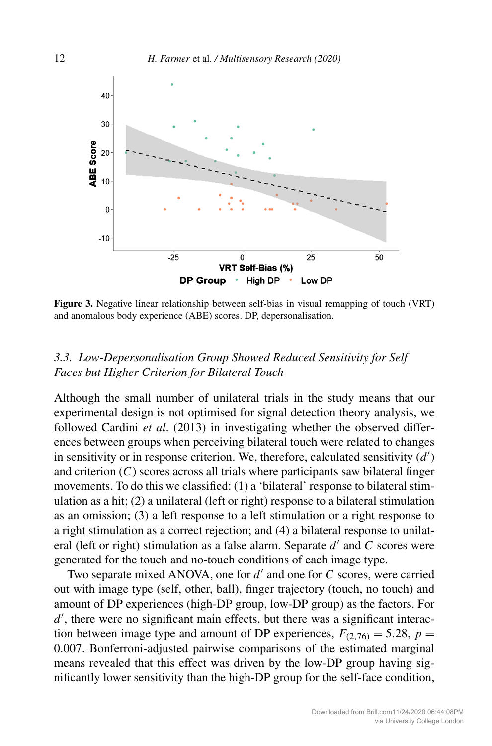**Figure 3.** Negative linear relationship between self-bias in visual remapping of touch (VRT) and anomalous body experience (ABE) scores. DP, depersonalisation.

### 3.3. *Low-Depersonalisation Group Showed Reduced Sensitivity for Self Faces but Higher Criterion for Bilateral Touch*

Although the small number of unilateral trials in the study means that our experimental design is not optimised for signal detection theory analysis, we followed Cardini *et al*. (2013) in investigating whether the observed differences between groups when perceiving bilateral touch were related to changes in sensitivity or in response criterion. We, therefore, calculated sensitivity ($d'$) and criterion ($C$) scores across all trials where participants saw bilateral finger movements. To do this we classified: (1) a 'bilateral' response to bilateral stimulation as a hit; (2) a unilateral (left or right) response to a bilateral stimulation as an omission; (3) a left response to a left stimulation or a right response to a right stimulation as a correct rejection; and (4) a bilateral response to unilateral (left or right) stimulation as a false alarm. Separate $d'$ and $C$ scores were generated for the touch and no-touch conditions of each image type.

Two separate mixed ANOVA, one for $d'$ and one for $C$ scores, were carried out with image type (self, other, ball), finger trajectory (touch, no touch) and amount of DP experiences (high-DP group, low-DP group) as the factors. For $d'$, there were no significant main effects, but there was a significant interaction between image type and amount of DP experiences, $F_{(2,76)} = 5.28$, $p = 0.007$. Bonferroni-adjusted pairwise comparisons of the estimated marginal means revealed that this effect was driven by the low-DP group having significantly lower sensitivity than the high-DP group for the self-face condition,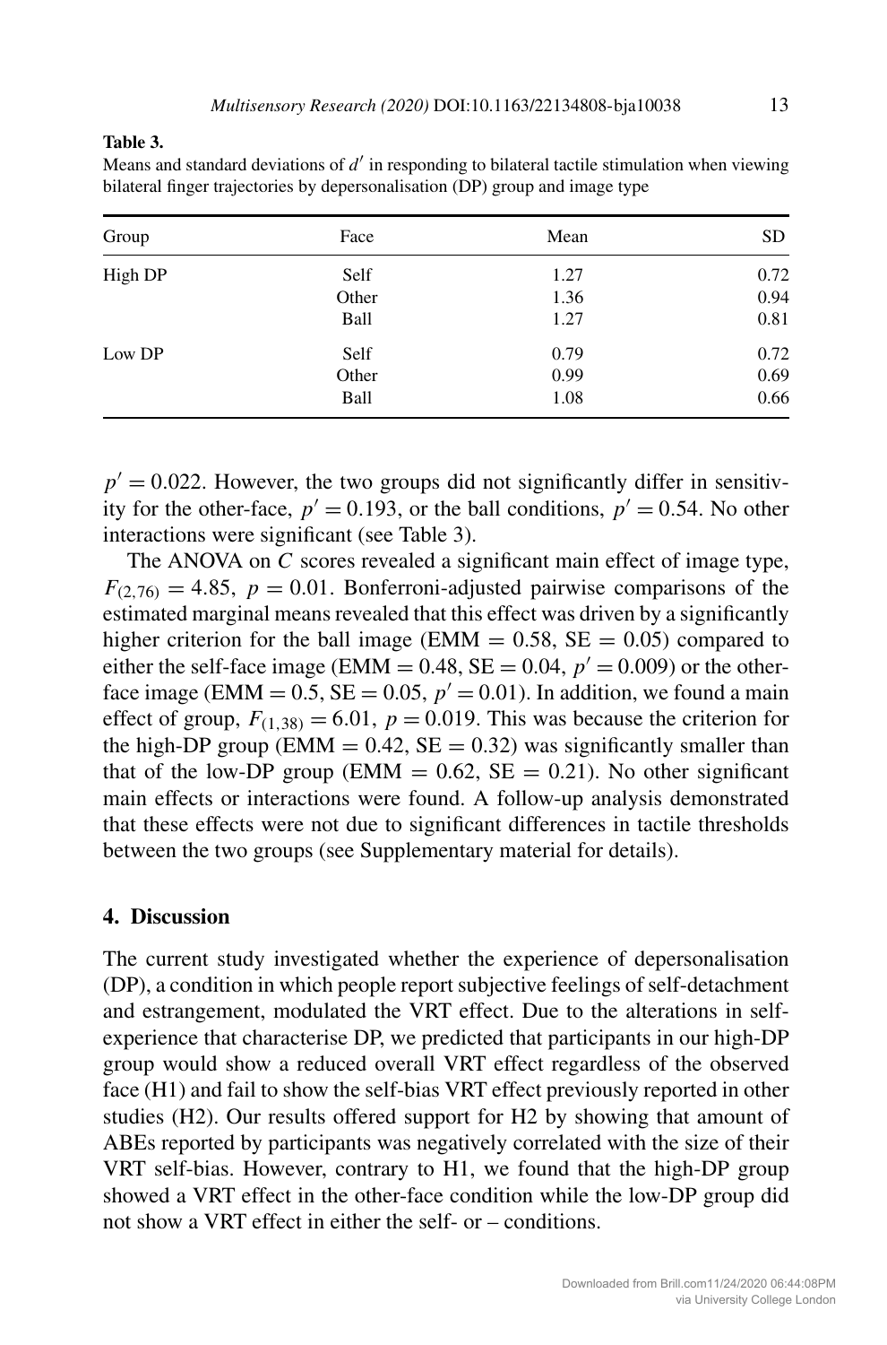**Table 3.**
Means and standard deviations of $d'$ in responding to bilateral tactile stimulation when viewing bilateral finger trajectories by depersonalisation (DP) group and image type

| Group | Face | Mean | SD |
|---|---|---|---|
| High DP | Self | 1.27 | 0.72 |
| | Other | 1.36 | 0.94 |
| | Ball | 1.27 | 0.81 |
| Low DP | Self | 0.79 | 0.72 |
| | Other | 0.99 | 0.69 |
| | Ball | 1.08 | 0.66 |

$p' = 0.022$. However, the two groups did not significantly differ in sensitivity for the other-face, $p' = 0.193$, or the ball conditions, $p' = 0.54$. No other interactions were significant (see Table 3).

The ANOVA on $C$ scores revealed a significant main effect of image type, $F_{(2,76)} = 4.85$, $p = 0.01$. Bonferroni-adjusted pairwise comparisons of the estimated marginal means revealed that this effect was driven by a significantly higher criterion for the ball image (EMM = 0.58, SE = 0.05) compared to either the self-face image (EMM = 0.48, SE = 0.04, $p' = 0.009$) or the other-face image (EMM = 0.5, SE = 0.05, $p' = 0.01$). In addition, we found a main effect of group, $F_{(1,38)} = 6.01$, $p = 0.019$. This was because the criterion for the high-DP group (EMM = 0.42, SE = 0.32) was significantly smaller than that of the low-DP group (EMM = 0.62, SE = 0.21). No other significant main effects or interactions were found. A follow-up analysis demonstrated that these effects were not due to significant differences in tactile thresholds between the two groups (see Supplementary material for details).

## 4. Discussion

The current study investigated whether the experience of depersonalisation (DP), a condition in which people report subjective feelings of self-detachment and estrangement, modulated the VRT effect. Due to the alterations in self-experience that characterise DP, we predicted that participants in our high-DP group would show a reduced overall VRT effect regardless of the observed face (H1) and fail to show the self-bias VRT effect previously reported in other studies (H2). Our results offered support for H2 by showing that amount of ABEs reported by participants was negatively correlated with the size of their VRT self-bias. However, contrary to H1, we found that the high-DP group showed a VRT effect in the other-face condition while the low-DP group did not show a VRT effect in either the self- or – conditions.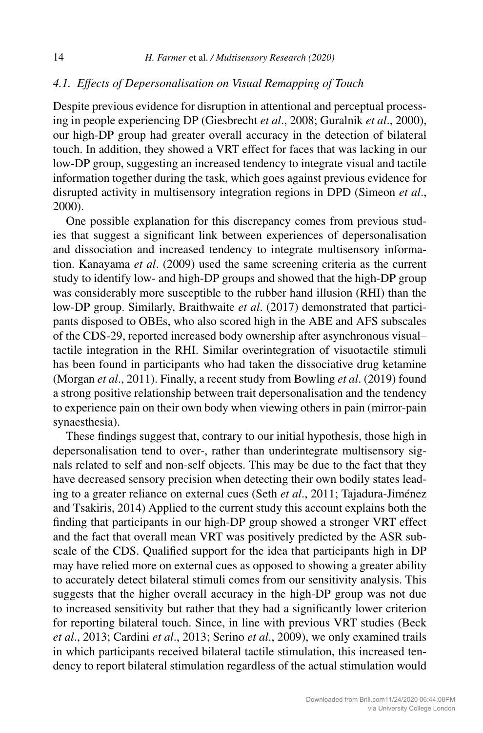### 4.1. *Effects of Depersonalisation on Visual Remapping of Touch*

Despite previous evidence for disruption in attentional and perceptual processing in people experiencing DP (Giesbrecht *et al*., 2008; Guralnik *et al*., 2000), our high-DP group had greater overall accuracy in the detection of bilateral touch. In addition, they showed a VRT effect for faces that was lacking in our low-DP group, suggesting an increased tendency to integrate visual and tactile information together during the task, which goes against previous evidence for disrupted activity in multisensory integration regions in DPD (Simeon *et al*., 2000).

One possible explanation for this discrepancy comes from previous studies that suggest a significant link between experiences of depersonalisation and dissociation and increased tendency to integrate multisensory information. Kanayama *et al*. (2009) used the same screening criteria as the current study to identify low- and high-DP groups and showed that the high-DP group was considerably more susceptible to the rubber hand illusion (RHI) than the low-DP group. Similarly, Braithwaite *et al*. (2017) demonstrated that participants disposed to OBEs, who also scored high in the ABE and AFS subscales of the CDS-29, reported increased body ownership after asynchronous visual–tactile integration in the RHI. Similar overintegration of visuotactile stimuli has been found in participants who had taken the dissociative drug ketamine (Morgan *et al*., 2011). Finally, a recent study from Bowling *et al*. (2019) found a strong positive relationship between trait depersonalisation and the tendency to experience pain on their own body when viewing others in pain (mirror-pain synaesthesia).

These findings suggest that, contrary to our initial hypothesis, those high in depersonalisation tend to over-, rather than underintegrate multisensory signals related to self and non-self objects. This may be due to the fact that they have decreased sensory precision when detecting their own bodily states leading to a greater reliance on external cues (Seth *et al*., 2011; Tajadura-Jiménez and Tsakiris, 2014) Applied to the current study this account explains both the finding that participants in our high-DP group showed a stronger VRT effect and the fact that overall mean VRT was positively predicted by the ASR subscale of the CDS. Qualified support for the idea that participants high in DP may have relied more on external cues as opposed to showing a greater ability to accurately detect bilateral stimuli comes from our sensitivity analysis. This suggests that the higher overall accuracy in the high-DP group was not due to increased sensitivity but rather that they had a significantly lower criterion for reporting bilateral touch. Since, in line with previous VRT studies (Beck *et al*., 2013; Cardini *et al*., 2013; Serino *et al*., 2009), we only examined trails in which participants received bilateral tactile stimulation, this increased tendency to report bilateral stimulation regardless of the actual stimulation would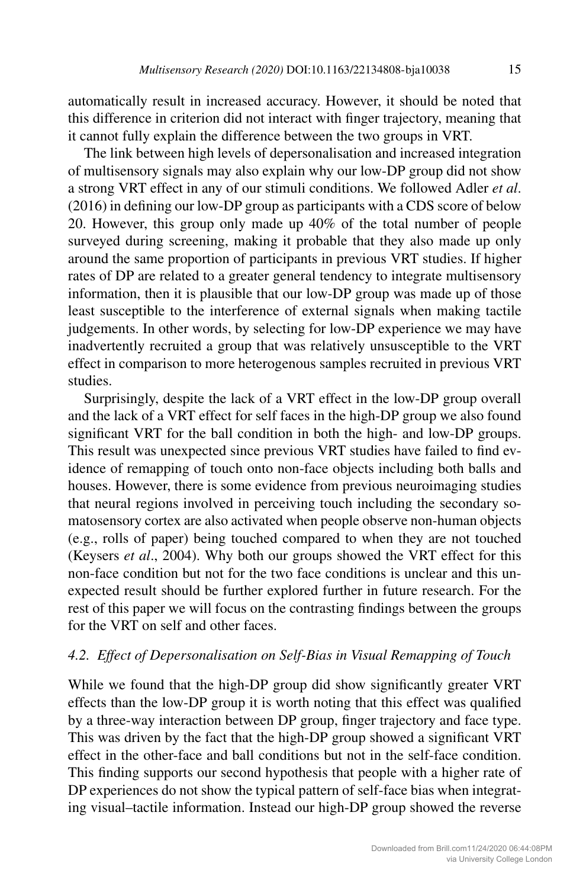automatically result in increased accuracy. However, it should be noted that this difference in criterion did not interact with finger trajectory, meaning that it cannot fully explain the difference between the two groups in VRT.

The link between high levels of depersonalisation and increased integration of multisensory signals may also explain why our low-DP group did not show a strong VRT effect in any of our stimuli conditions. We followed Adler *et al*. (2016) in defining our low-DP group as participants with a CDS score of below 20. However, this group only made up 40% of the total number of people surveyed during screening, making it probable that they also made up only around the same proportion of participants in previous VRT studies. If higher rates of DP are related to a greater general tendency to integrate multisensory information, then it is plausible that our low-DP group was made up of those least susceptible to the interference of external signals when making tactile judgements. In other words, by selecting for low-DP experience we may have inadvertently recruited a group that was relatively unsusceptible to the VRT effect in comparison to more heterogenous samples recruited in previous VRT studies.

Surprisingly, despite the lack of a VRT effect in the low-DP group overall and the lack of a VRT effect for self faces in the high-DP group we also found significant VRT for the ball condition in both the high- and low-DP groups. This result was unexpected since previous VRT studies have failed to find evidence of remapping of touch onto non-face objects including both balls and houses. However, there is some evidence from previous neuroimaging studies that neural regions involved in perceiving touch including the secondary somatosensory cortex are also activated when people observe non-human objects (e.g., rolls of paper) being touched compared to when they are not touched (Keysers *et al*., 2004). Why both our groups showed the VRT effect for this non-face condition but not for the two face conditions is unclear and this unexpected result should be further explored further in future research. For the rest of this paper we will focus on the contrasting findings between the groups for the VRT on self and other faces.

### *4.2. Effect of Depersonalisation on Self-Bias in Visual Remapping of Touch*

While we found that the high-DP group did show significantly greater VRT effects than the low-DP group it is worth noting that this effect was qualified by a three-way interaction between DP group, finger trajectory and face type. This was driven by the fact that the high-DP group showed a significant VRT effect in the other-face and ball conditions but not in the self-face condition. This finding supports our second hypothesis that people with a higher rate of DP experiences do not show the typical pattern of self-face bias when integrating visual–tactile information. Instead our high-DP group showed the reverse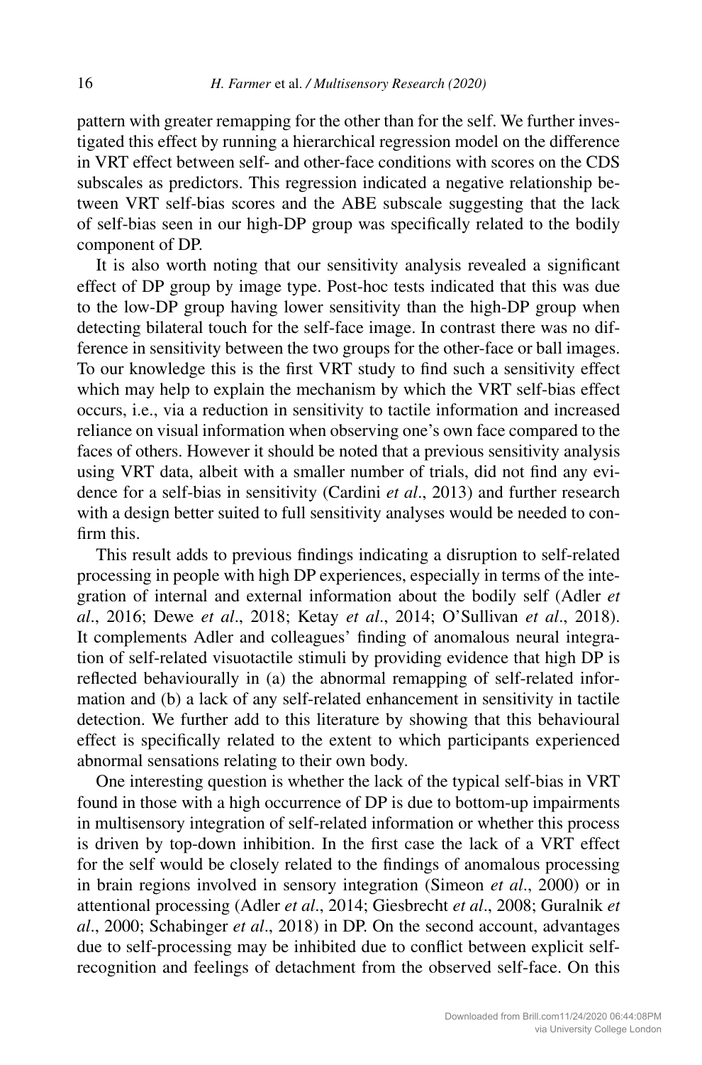pattern with greater remapping for the other than for the self. We further investigated this effect by running a hierarchical regression model on the difference in VRT effect between self- and other-face conditions with scores on the CDS subscales as predictors. This regression indicated a negative relationship between VRT self-bias scores and the ABE subscale suggesting that the lack of self-bias seen in our high-DP group was specifically related to the bodily component of DP.

It is also worth noting that our sensitivity analysis revealed a significant effect of DP group by image type. Post-hoc tests indicated that this was due to the low-DP group having lower sensitivity than the high-DP group when detecting bilateral touch for the self-face image. In contrast there was no difference in sensitivity between the two groups for the other-face or ball images. To our knowledge this is the first VRT study to find such a sensitivity effect which may help to explain the mechanism by which the VRT self-bias effect occurs, i.e., via a reduction in sensitivity to tactile information and increased reliance on visual information when observing one's own face compared to the faces of others. However it should be noted that a previous sensitivity analysis using VRT data, albeit with a smaller number of trials, did not find any evidence for a self-bias in sensitivity (Cardini *et al*., 2013) and further research with a design better suited to full sensitivity analyses would be needed to confirm this.

This result adds to previous findings indicating a disruption to self-related processing in people with high DP experiences, especially in terms of the integration of internal and external information about the bodily self (Adler *et al*., 2016; Dewe *et al*., 2018; Ketay *et al*., 2014; O'Sullivan *et al*., 2018). It complements Adler and colleagues' finding of anomalous neural integration of self-related visuotactile stimuli by providing evidence that high DP is reflected behaviourally in (a) the abnormal remapping of self-related information and (b) a lack of any self-related enhancement in sensitivity in tactile detection. We further add to this literature by showing that this behavioural effect is specifically related to the extent to which participants experienced abnormal sensations relating to their own body.

One interesting question is whether the lack of the typical self-bias in VRT found in those with a high occurrence of DP is due to bottom-up impairments in multisensory integration of self-related information or whether this process is driven by top-down inhibition. In the first case the lack of a VRT effect for the self would be closely related to the findings of anomalous processing in brain regions involved in sensory integration (Simeon *et al*., 2000) or in attentional processing (Adler *et al*., 2014; Giesbrecht *et al*., 2008; Guralnik *et al*., 2000; Schabinger *et al*., 2018) in DP. On the second account, advantages due to self-processing may be inhibited due to conflict between explicit self-recognition and feelings of detachment from the observed self-face. On this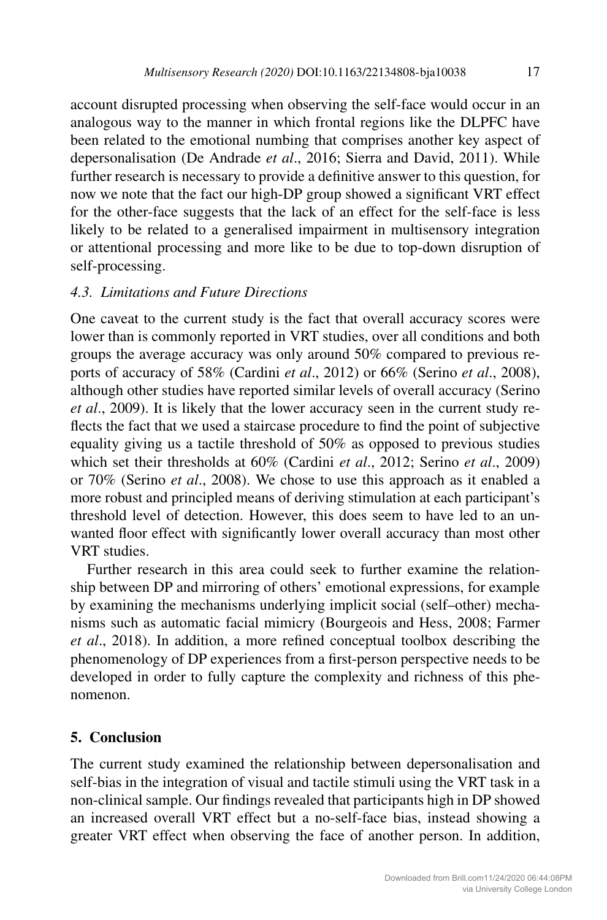account disrupted processing when observing the self-face would occur in an analogous way to the manner in which frontal regions like the DLPFC have been related to the emotional numbing that comprises another key aspect of depersonalisation (De Andrade *et al*., 2016; Sierra and David, 2011). While further research is necessary to provide a definitive answer to this question, for now we note that the fact our high-DP group showed a significant VRT effect for the other-face suggests that the lack of an effect for the self-face is less likely to be related to a generalised impairment in multisensory integration or attentional processing and more like to be due to top-down disruption of self-processing.

### *4.3. Limitations and Future Directions*

One caveat to the current study is the fact that overall accuracy scores were lower than is commonly reported in VRT studies, over all conditions and both groups the average accuracy was only around 50% compared to previous reports of accuracy of 58% (Cardini *et al*., 2012) or 66% (Serino *et al*., 2008), although other studies have reported similar levels of overall accuracy (Serino *et al*., 2009). It is likely that the lower accuracy seen in the current study reflects the fact that we used a staircase procedure to find the point of subjective equality giving us a tactile threshold of 50% as opposed to previous studies which set their thresholds at 60% (Cardini *et al*., 2012; Serino *et al*., 2009) or 70% (Serino *et al*., 2008). We chose to use this approach as it enabled a more robust and principled means of deriving stimulation at each participant's threshold level of detection. However, this does seem to have led to an unwanted floor effect with significantly lower overall accuracy than most other VRT studies.

Further research in this area could seek to further examine the relationship between DP and mirroring of others' emotional expressions, for example by examining the mechanisms underlying implicit social (self–other) mechanisms such as automatic facial mimicry (Bourgeois and Hess, 2008; Farmer *et al*., 2018). In addition, a more refined conceptual toolbox describing the phenomenology of DP experiences from a first-person perspective needs to be developed in order to fully capture the complexity and richness of this phenomenon.

## **5. Conclusion**

The current study examined the relationship between depersonalisation and self-bias in the integration of visual and tactile stimuli using the VRT task in a non-clinical sample. Our findings revealed that participants high in DP showed an increased overall VRT effect but a no-self-face bias, instead showing a greater VRT effect when observing the face of another person. In addition,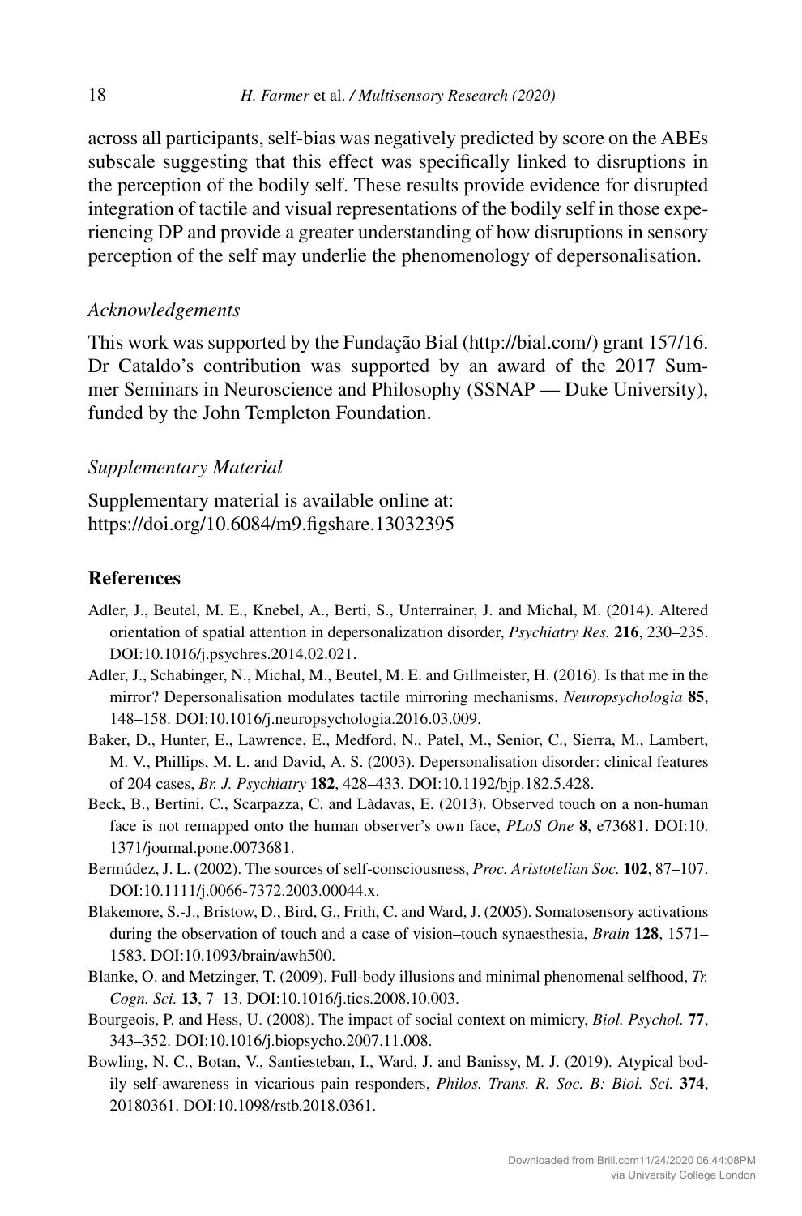across all participants, self-bias was negatively predicted by score on the ABEs subscale suggesting that this effect was specifically linked to disruptions in the perception of the bodily self. These results provide evidence for disrupted integration of tactile and visual representations of the bodily self in those experiencing DP and provide a greater understanding of how disruptions in sensory perception of the self may underlie the phenomenology of depersonalisation.

### *Acknowledgements*

This work was supported by the Fundação Bial (http://bial.com/) grant 157/16. Dr Cataldo's contribution was supported by an award of the 2017 Summer Seminars in Neuroscience and Philosophy (SSNAP — Duke University), funded by the John Templeton Foundation.

### *Supplementary Material*

Supplementary material is available online at:
https://doi.org/10.6084/m9.figshare.13032395

## References

Adler, J., Beutel, M. E., Knebel, A., Berti, S., Unterrainer, J. and Michal, M. (2014). Altered orientation of spatial attention in depersonalization disorder, *Psychiatry Res.* **216**, 230–235. DOI:10.1016/j.psychres.2014.02.021.

Adler, J., Schabinger, N., Michal, M., Beutel, M. E. and Gillmeister, H. (2016). Is that me in the mirror? Depersonalisation modulates tactile mirroring mechanisms, *Neuropsychologia* **85**, 148–158. DOI:10.1016/j.neuropsychologia.2016.03.009.

Baker, D., Hunter, E., Lawrence, E., Medford, N., Patel, M., Senior, C., Sierra, M., Lambert, M. V., Phillips, M. L. and David, A. S. (2003). Depersonalisation disorder: clinical features of 204 cases, *Br. J. Psychiatry* **182**, 428–433. DOI:10.1192/bjp.182.5.428.

Beck, B., Bertini, C., Scarpazza, C. and Làdavas, E. (2013). Observed touch on a non-human face is not remapped onto the human observer's own face, *PLoS One* **8**, e73681. DOI:10.1371/journal.pone.0073681.

Bermúdez, J. L. (2002). The sources of self-consciousness, *Proc. Aristotelian Soc.* **102**, 87–107. DOI:10.1111/j.0066-7372.2003.00044.x.

Blakemore, S.-J., Bristow, D., Bird, G., Frith, C. and Ward, J. (2005). Somatosensory activations during the observation of touch and a case of vision–touch synaesthesia, *Brain* **128**, 1571–1583. DOI:10.1093/brain/awh500.

Blanke, O. and Metzinger, T. (2009). Full-body illusions and minimal phenomenal selfhood, *Tr. Cogn. Sci.* **13**, 7–13. DOI:10.1016/j.tics.2008.10.003.

Bourgeois, P. and Hess, U. (2008). The impact of social context on mimicry, *Biol. Psychol.* **77**, 343–352. DOI:10.1016/j.biopsycho.2007.11.008.

Bowling, N. C., Botan, V., Santiesteban, I., Ward, J. and Banissy, M. J. (2019). Atypical bodily self-awareness in vicarious pain responders, *Philos. Trans. R. Soc. B: Biol. Sci.* **374**, 20180361. DOI:10.1098/rstb.2018.0361.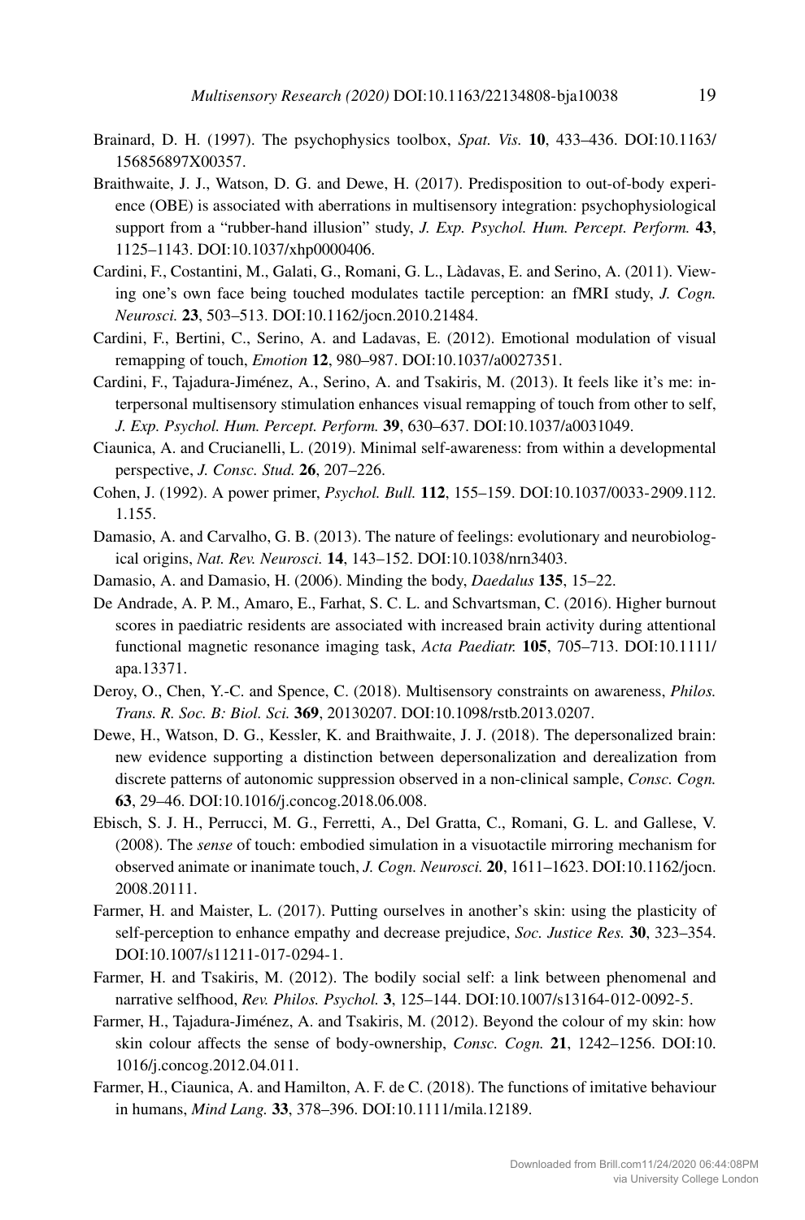Brainard, D. H. (1997). The psychophysics toolbox, *Spat. Vis.* **10**, 433–436. DOI:10.1163/156856897X00357.

Braithwaite, J. J., Watson, D. G. and Dewe, H. (2017). Predisposition to out-of-body experience (OBE) is associated with aberrations in multisensory integration: psychophysiological support from a "rubber-hand illusion" study, *J. Exp. Psychol. Hum. Percept. Perform.* **43**, 1125–1143. DOI:10.1037/xhp0000406.

Cardini, F., Costantini, M., Galati, G., Romani, G. L., Làdavas, E. and Serino, A. (2011). Viewing one's own face being touched modulates tactile perception: an fMRI study, *J. Cogn. Neurosci.* **23**, 503–513. DOI:10.1162/jocn.2010.21484.

Cardini, F., Bertini, C., Serino, A. and Ladavas, E. (2012). Emotional modulation of visual remapping of touch, *Emotion* **12**, 980–987. DOI:10.1037/a0027351.

Cardini, F., Tajadura-Jiménez, A., Serino, A. and Tsakiris, M. (2013). It feels like it's me: interpersonal multisensory stimulation enhances visual remapping of touch from other to self, *J. Exp. Psychol. Hum. Percept. Perform.* **39**, 630–637. DOI:10.1037/a0031049.

Ciaunica, A. and Crucianelli, L. (2019). Minimal self-awareness: from within a developmental perspective, *J. Consc. Stud.* **26**, 207–226.

Cohen, J. (1992). A power primer, *Psychol. Bull.* **112**, 155–159. DOI:10.1037/0033-2909.112.1.155.

Damasio, A. and Carvalho, G. B. (2013). The nature of feelings: evolutionary and neurobiological origins, *Nat. Rev. Neurosci.* **14**, 143–152. DOI:10.1038/nrn3403.

Damasio, A. and Damasio, H. (2006). Minding the body, *Daedalus* **135**, 15–22.

De Andrade, A. P. M., Amaro, E., Farhat, S. C. L. and Schvartsman, C. (2016). Higher burnout scores in paediatric residents are associated with increased brain activity during attentional functional magnetic resonance imaging task, *Acta Paediatr.* **105**, 705–713. DOI:10.1111/apa.13371.

Deroy, O., Chen, Y.-C. and Spence, C. (2018). Multisensory constraints on awareness, *Philos. Trans. R. Soc. B: Biol. Sci.* **369**, 20130207. DOI:10.1098/rstb.2013.0207.

Dewe, H., Watson, D. G., Kessler, K. and Braithwaite, J. J. (2018). The depersonalized brain: new evidence supporting a distinction between depersonalization and derealization from discrete patterns of autonomic suppression observed in a non-clinical sample, *Consc. Cogn.* **63**, 29–46. DOI:10.1016/j.concog.2018.06.008.

Ebisch, S. J. H., Perrucci, M. G., Ferretti, A., Del Gratta, C., Romani, G. L. and Gallese, V. (2008). The *sense* of touch: embodied simulation in a visuotactile mirroring mechanism for observed animate or inanimate touch, *J. Cogn. Neurosci.* **20**, 1611–1623. DOI:10.1162/jocn.2008.20111.

Farmer, H. and Maister, L. (2017). Putting ourselves in another's skin: using the plasticity of self-perception to enhance empathy and decrease prejudice, *Soc. Justice Res.* **30**, 323–354. DOI:10.1007/s11211-017-0294-1.

Farmer, H. and Tsakiris, M. (2012). The bodily social self: a link between phenomenal and narrative selfhood, *Rev. Philos. Psychol.* **3**, 125–144. DOI:10.1007/s13164-012-0092-5.

Farmer, H., Tajadura-Jiménez, A. and Tsakiris, M. (2012). Beyond the colour of my skin: how skin colour affects the sense of body-ownership, *Consc. Cogn.* **21**, 1242–1256. DOI:10.1016/j.concog.2012.04.011.

Farmer, H., Ciaunica, A. and Hamilton, A. F. de C. (2018). The functions of imitative behaviour in humans, *Mind Lang.* **33**, 378–396. DOI:10.1111/mila.12189.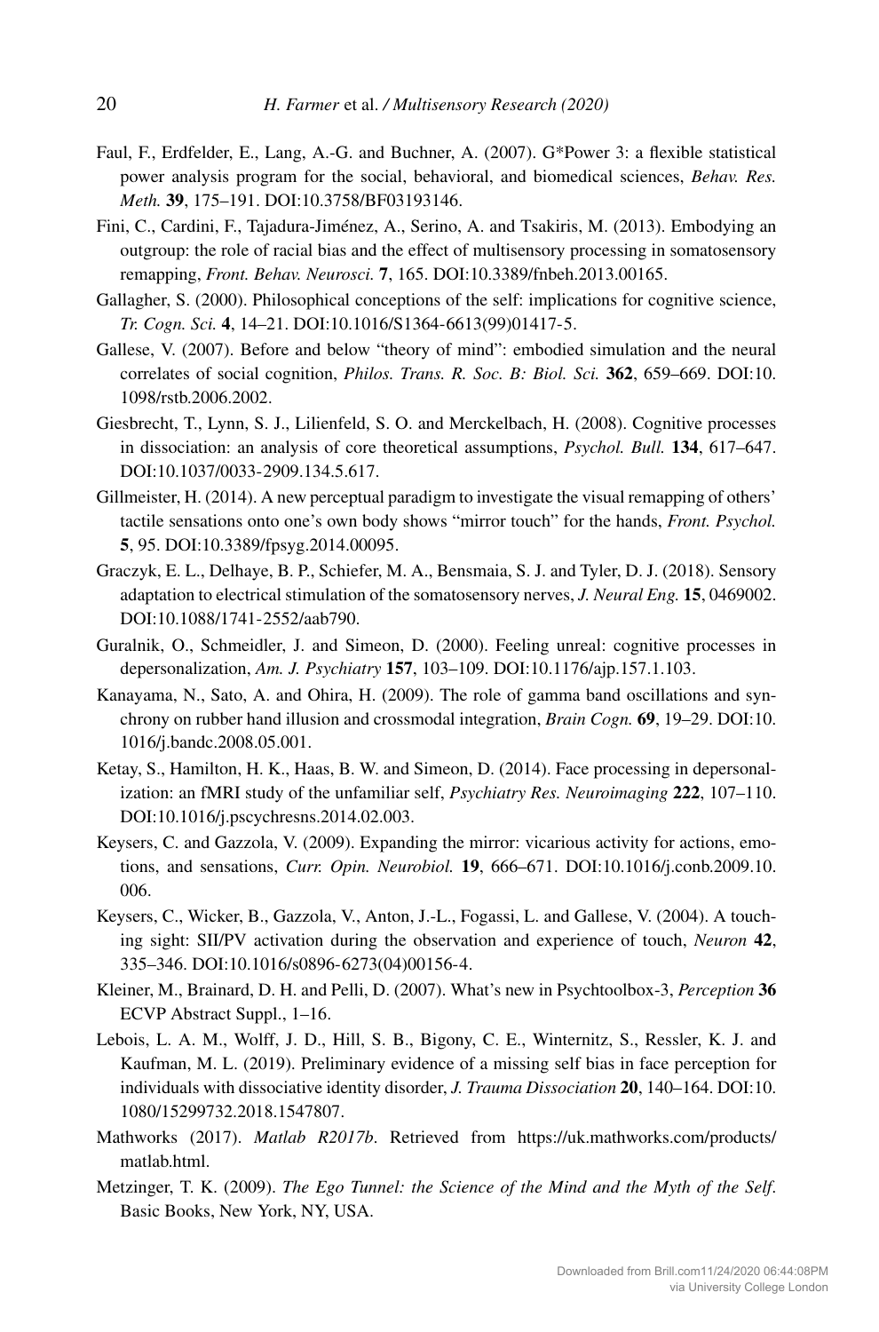Faul, F., Erdfelder, E., Lang, A.-G. and Buchner, A. (2007). G*Power 3: a flexible statistical power analysis program for the social, behavioral, and biomedical sciences, *Behav. Res. Meth.* **39**, 175–191. DOI:10.3758/BF03193146.

Fini, C., Cardini, F., Tajadura-Jiménez, A., Serino, A. and Tsakiris, M. (2013). Embodying an outgroup: the role of racial bias and the effect of multisensory processing in somatosensory remapping, *Front. Behav. Neurosci.* **7**, 165. DOI:10.3389/fnbeh.2013.00165.

Gallagher, S. (2000). Philosophical conceptions of the self: implications for cognitive science, *Tr. Cogn. Sci.* **4**, 14–21. DOI:10.1016/S1364-6613(99)01417-5.

Gallese, V. (2007). Before and below "theory of mind": embodied simulation and the neural correlates of social cognition, *Philos. Trans. R. Soc. B: Biol. Sci.* **362**, 659–669. DOI:10.1098/rstb.2006.2002.

Giesbrecht, T., Lynn, S. J., Lilienfeld, S. O. and Merckelbach, H. (2008). Cognitive processes in dissociation: an analysis of core theoretical assumptions, *Psychol. Bull.* **134**, 617–647. DOI:10.1037/0033-2909.134.5.617.

Gillmeister, H. (2014). A new perceptual paradigm to investigate the visual remapping of others' tactile sensations onto one's own body shows "mirror touch" for the hands, *Front. Psychol.* **5**, 95. DOI:10.3389/fpsyg.2014.00095.

Graczyk, E. L., Delhaye, B. P., Schiefer, M. A., Bensmaia, S. J. and Tyler, D. J. (2018). Sensory adaptation to electrical stimulation of the somatosensory nerves, *J. Neural Eng.* **15**, 0469002. DOI:10.1088/1741-2552/aab790.

Guralnik, O., Schmeidler, J. and Simeon, D. (2000). Feeling unreal: cognitive processes in depersonalization, *Am. J. Psychiatry* **157**, 103–109. DOI:10.1176/ajp.157.1.103.

Kanayama, N., Sato, A. and Ohira, H. (2009). The role of gamma band oscillations and synchrony on rubber hand illusion and crossmodal integration, *Brain Cogn.* **69**, 19–29. DOI:10.1016/j.bandc.2008.05.001.

Ketay, S., Hamilton, H. K., Haas, B. W. and Simeon, D. (2014). Face processing in depersonalization: an fMRI study of the unfamiliar self, *Psychiatry Res. Neuroimaging* **222**, 107–110. DOI:10.1016/j.pscychresns.2014.02.003.

Keysers, C. and Gazzola, V. (2009). Expanding the mirror: vicarious activity for actions, emotions, and sensations, *Curr. Opin. Neurobiol.* **19**, 666–671. DOI:10.1016/j.conb.2009.10.006.

Keysers, C., Wicker, B., Gazzola, V., Anton, J.-L., Fogassi, L. and Gallese, V. (2004). A touching sight: SII/PV activation during the observation and experience of touch, *Neuron* **42**, 335–346. DOI:10.1016/s0896-6273(04)00156-4.

Kleiner, M., Brainard, D. H. and Pelli, D. (2007). What's new in Psychtoolbox-3, *Perception* **36** ECVP Abstract Suppl., 1–16.

Lebois, L. A. M., Wolff, J. D., Hill, S. B., Bigony, C. E., Winternitz, S., Ressler, K. J. and Kaufman, M. L. (2019). Preliminary evidence of a missing self bias in face perception for individuals with dissociative identity disorder, *J. Trauma Dissociation* **20**, 140–164. DOI:10.1080/15299732.2018.1547807.

Mathworks (2017). *Matlab R2017b*. Retrieved from https://uk.mathworks.com/products/matlab.html.

Metzinger, T. K. (2009). *The Ego Tunnel: the Science of the Mind and the Myth of the Self*. Basic Books, New York, NY, USA.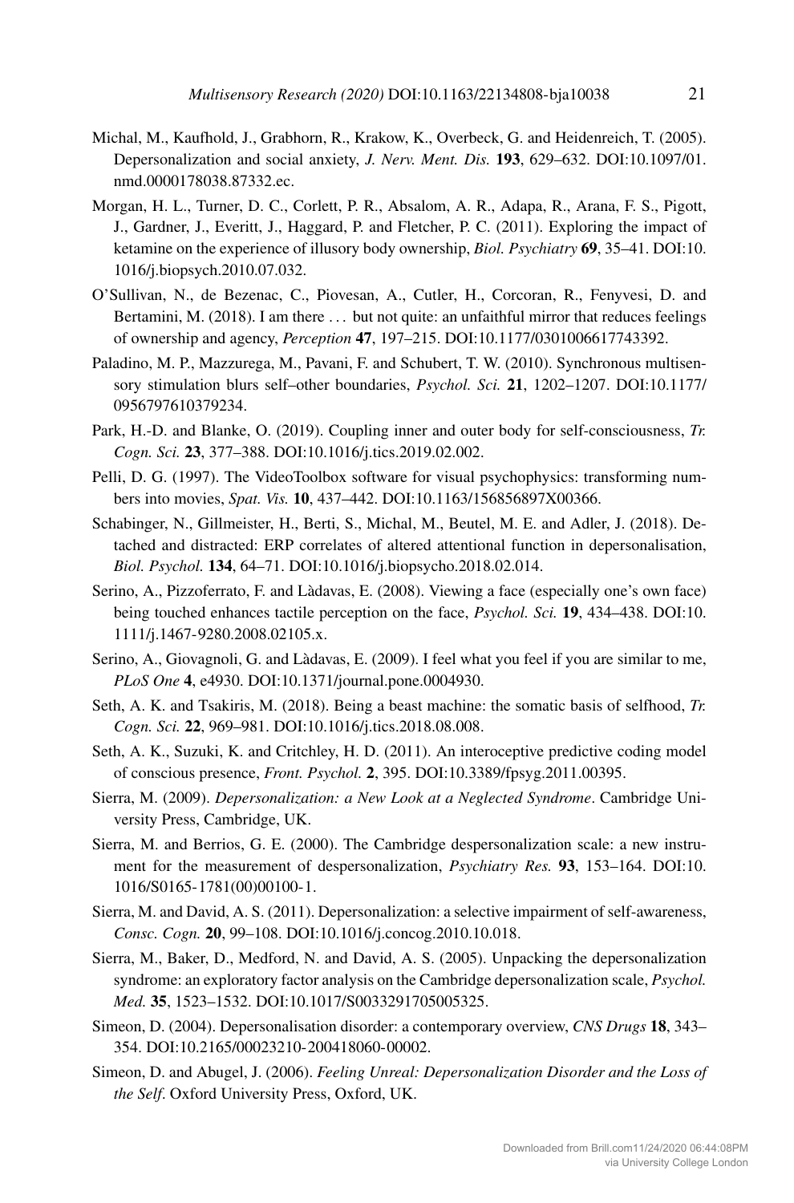Michal, M., Kaufhold, J., Grabhorn, R., Krakow, K., Overbeck, G. and Heidenreich, T. (2005). Depersonalization and social anxiety, *J. Nerv. Ment. Dis.* **193**, 629–632. DOI:10.1097/01.nmd.0000178038.87332.ec.

Morgan, H. L., Turner, D. C., Corlett, P. R., Absalom, A. R., Adapa, R., Arana, F. S., Pigott, J., Gardner, J., Everitt, J., Haggard, P. and Fletcher, P. C. (2011). Exploring the impact of ketamine on the experience of illusory body ownership, *Biol. Psychiatry* **69**, 35–41. DOI:10.1016/j.biopsych.2010.07.032.

O'Sullivan, N., de Bezenac, C., Piovesan, A., Cutler, H., Corcoran, R., Fenyvesi, D. and Bertamini, M. (2018). I am there … but not quite: an unfaithful mirror that reduces feelings of ownership and agency, *Perception* **47**, 197–215. DOI:10.1177/0301006617743392.

Paladino, M. P., Mazzurega, M., Pavani, F. and Schubert, T. W. (2010). Synchronous multisensory stimulation blurs self–other boundaries, *Psychol. Sci.* **21**, 1202–1207. DOI:10.1177/0956797610379234.

Park, H.-D. and Blanke, O. (2019). Coupling inner and outer body for self-consciousness, *Tr. Cogn. Sci.* **23**, 377–388. DOI:10.1016/j.tics.2019.02.002.

Pelli, D. G. (1997). The VideoToolbox software for visual psychophysics: transforming numbers into movies, *Spat. Vis.* **10**, 437–442. DOI:10.1163/156856897X00366.

Schabinger, N., Gillmeister, H., Berti, S., Michal, M., Beutel, M. E. and Adler, J. (2018). Detached and distracted: ERP correlates of altered attentional function in depersonalisation, *Biol. Psychol.* **134**, 64–71. DOI:10.1016/j.biopsycho.2018.02.014.

Serino, A., Pizzoferrato, F. and Làdavas, E. (2008). Viewing a face (especially one's own face) being touched enhances tactile perception on the face, *Psychol. Sci.* **19**, 434–438. DOI:10.1111/j.1467-9280.2008.02105.x.

Serino, A., Giovagnoli, G. and Làdavas, E. (2009). I feel what you feel if you are similar to me, *PLoS One* **4**, e4930. DOI:10.1371/journal.pone.0004930.

Seth, A. K. and Tsakiris, M. (2018). Being a beast machine: the somatic basis of selfhood, *Tr. Cogn. Sci.* **22**, 969–981. DOI:10.1016/j.tics.2018.08.008.

Seth, A. K., Suzuki, K. and Critchley, H. D. (2011). An interoceptive predictive coding model of conscious presence, *Front. Psychol.* **2**, 395. DOI:10.3389/fpsyg.2011.00395.

Sierra, M. (2009). *Depersonalization: a New Look at a Neglected Syndrome*. Cambridge University Press, Cambridge, UK.

Sierra, M. and Berrios, G. E. (2000). The Cambridge despersonalization scale: a new instrument for the measurement of despersonalization, *Psychiatry Res.* **93**, 153–164. DOI:10.1016/S0165-1781(00)00100-1.

Sierra, M. and David, A. S. (2011). Depersonalization: a selective impairment of self-awareness, *Consc. Cogn.* **20**, 99–108. DOI:10.1016/j.concog.2010.10.018.

Sierra, M., Baker, D., Medford, N. and David, A. S. (2005). Unpacking the depersonalization syndrome: an exploratory factor analysis on the Cambridge depersonalization scale, *Psychol. Med.* **35**, 1523–1532. DOI:10.1017/S0033291705005325.

Simeon, D. (2004). Depersonalisation disorder: a contemporary overview, *CNS Drugs* **18**, 343–354. DOI:10.2165/00023210-200418060-00002.

Simeon, D. and Abugel, J. (2006). *Feeling Unreal: Depersonalization Disorder and the Loss of the Self*. Oxford University Press, Oxford, UK.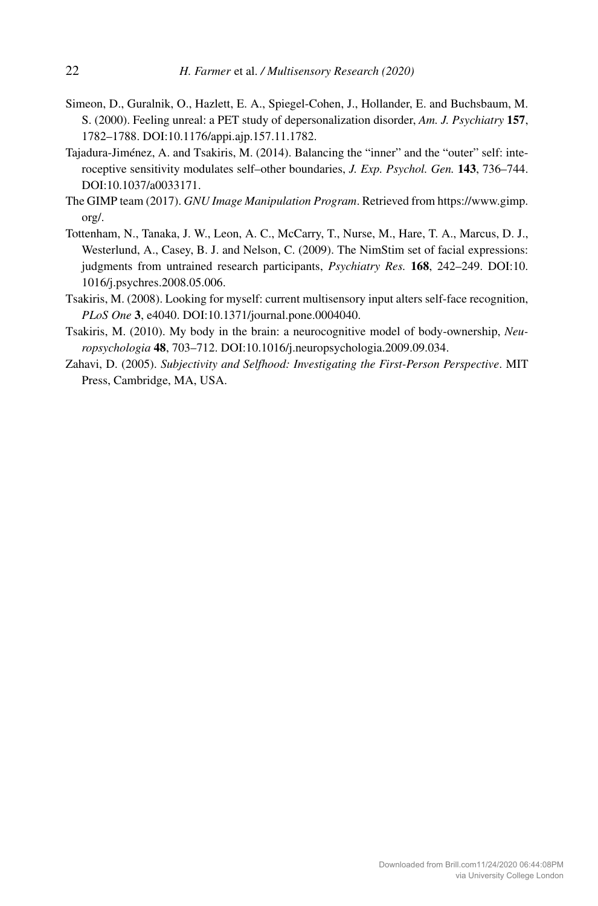Simeon, D., Guralnik, O., Hazlett, E. A., Spiegel-Cohen, J., Hollander, E. and Buchsbaum, M. S. (2000). Feeling unreal: a PET study of depersonalization disorder, *Am. J. Psychiatry* **157**, 1782–1788. DOI:10.1176/appi.ajp.157.11.1782.

Tajadura-Jiménez, A. and Tsakiris, M. (2014). Balancing the "inner" and the "outer" self: interoceptive sensitivity modulates self–other boundaries, *J. Exp. Psychol. Gen.* **143**, 736–744. DOI:10.1037/a0033171.

The GIMP team (2017). *GNU Image Manipulation Program*. Retrieved from https://www.gimp.org/.

Tottenham, N., Tanaka, J. W., Leon, A. C., McCarry, T., Nurse, M., Hare, T. A., Marcus, D. J., Westerlund, A., Casey, B. J. and Nelson, C. (2009). The NimStim set of facial expressions: judgments from untrained research participants, *Psychiatry Res.* **168**, 242–249. DOI:10.1016/j.psychres.2008.05.006.

Tsakiris, M. (2008). Looking for myself: current multisensory input alters self-face recognition, *PLoS One* **3**, e4040. DOI:10.1371/journal.pone.0004040.

Tsakiris, M. (2010). My body in the brain: a neurocognitive model of body-ownership, *Neuropsychologia* **48**, 703–712. DOI:10.1016/j.neuropsychologia.2009.09.034.

Zahavi, D. (2005). *Subjectivity and Selfhood: Investigating the First-Person Perspective*. MIT Press, Cambridge, MA, USA.